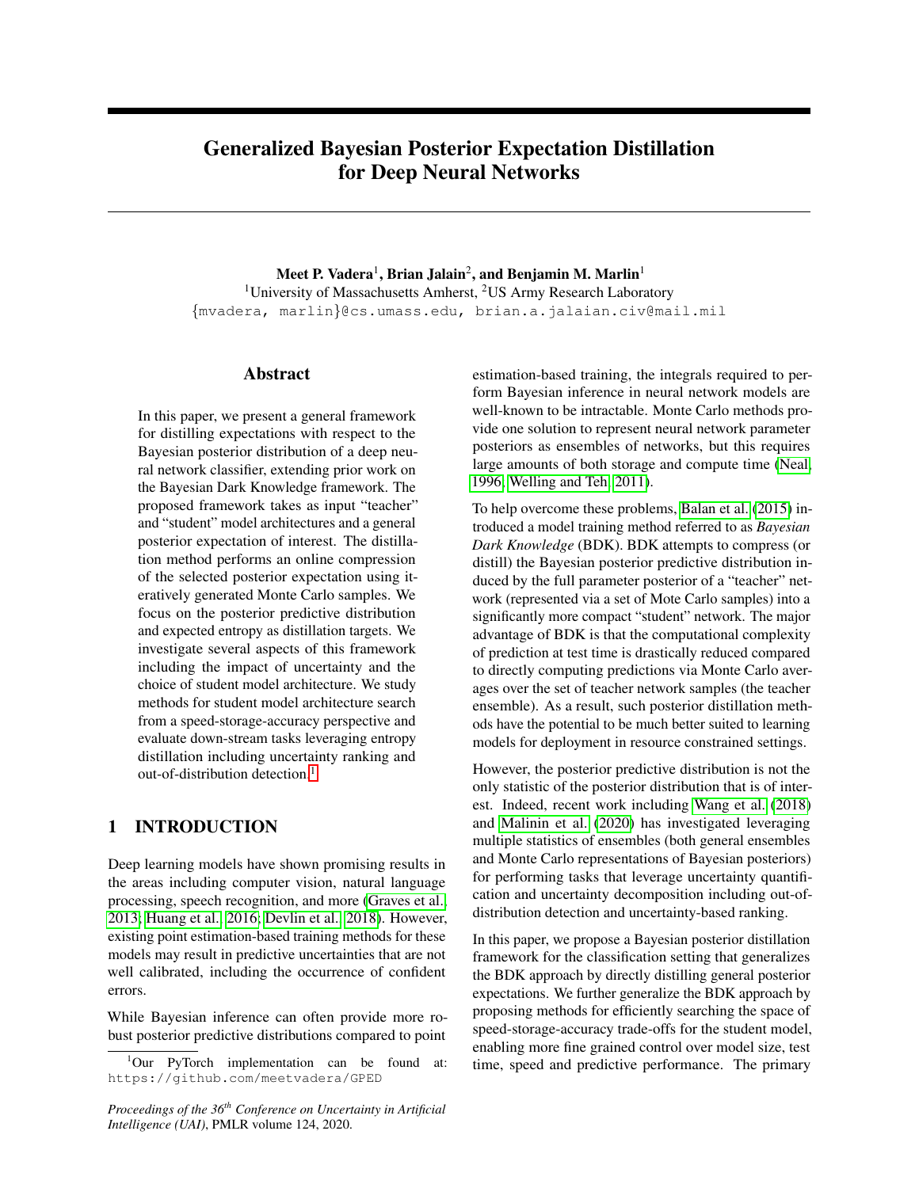# Generalized Bayesian Posterior Expectation Distillation for Deep Neural Networks

**Meet P. Vadera[1], Brian Jalain[2], and Benjamin M. Marlin[1]**

[1]University of Massachusetts Amherst, [2]US Army Research Laboratory

{mvadera, marlin}@cs.umass.edu, brian.a.jalaian.civ@mail.mil

## Abstract

In this paper, we present a general framework for distilling expectations with respect to the Bayesian posterior distribution of a deep neural network classifier, extending prior work on the Bayesian Dark Knowledge framework. The proposed framework takes as input "teacher" and "student" model architectures and a general posterior expectation of interest. The distillation method performs an online compression of the selected posterior expectation using iteratively generated Monte Carlo samples. We focus on the posterior predictive distribution and expected entropy as distillation targets. We investigate several aspects of this framework including the impact of uncertainty and the choice of student model architecture. We study methods for student model architecture search from a speed-storage-accuracy perspective and evaluate down-stream tasks leveraging entropy distillation including uncertainty ranking and out-of-distribution detection.[1]

## 1 INTRODUCTION

Deep learning models have shown promising results in the areas including computer vision, natural language processing, speech recognition, and more (Graves et al., 2013; Huang et al., 2016; Devlin et al., 2018). However, existing point estimation-based training methods for these models may result in predictive uncertainties that are not well calibrated, including the occurrence of confident errors.

While Bayesian inference can often provide more robust posterior predictive distributions compared to point estimation-based training, the integrals required to perform Bayesian inference in neural network models are well-known to be intractable. Monte Carlo methods provide one solution to represent neural network parameter posteriors as ensembles of networks, but this requires large amounts of both storage and compute time (Neal, 1996; Welling and Teh, 2011).

To help overcome these problems, Balan et al. (2015) introduced a model training method referred to as *Bayesian Dark Knowledge* (BDK). BDK attempts to compress (or distill) the Bayesian posterior predictive distribution induced by the full parameter posterior of a "teacher" network (represented via a set of Mote Carlo samples) into a significantly more compact "student" network. The major advantage of BDK is that the computational complexity of prediction at test time is drastically reduced compared to directly computing predictions via Monte Carlo averages over the set of teacher network samples (the teacher ensemble). As a result, such posterior distillation methods have the potential to be much better suited to learning models for deployment in resource constrained settings.

However, the posterior predictive distribution is not the only statistic of the posterior distribution that is of interest. Indeed, recent work including Wang et al. (2018) and Malinin et al. (2020) has investigated leveraging multiple statistics of ensembles (both general ensembles and Monte Carlo representations of Bayesian posteriors) for performing tasks that leverage uncertainty quantification and uncertainty decomposition including out-of-distribution detection and uncertainty-based ranking.

In this paper, we propose a Bayesian posterior distillation framework for the classification setting that generalizes the BDK approach by directly distilling general posterior expectations. We further generalize the BDK approach by proposing methods for efficiently searching the space of speed-storage-accuracy trade-offs for the student model, enabling more fine grained control over model size, test time, speed and predictive performance. The primary

---

[1]Our PyTorch implementation can be found at: https://github.com/meetvadera/GPED

*Proceedings of the 36th Conference on Uncertainty in Artificial Intelligence (UAI)*, PMLR volume 124, 2020.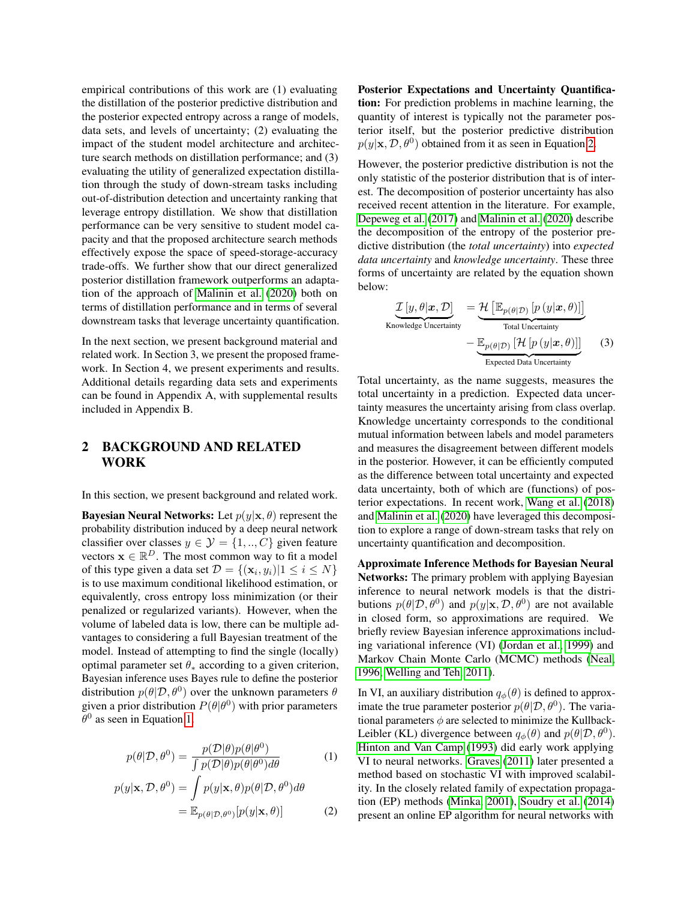empirical contributions of this work are (1) evaluating the distillation of the posterior predictive distribution and the posterior expected entropy across a range of models, data sets, and levels of uncertainty; (2) evaluating the impact of the student model architecture and architecture search methods on distillation performance; and (3) evaluating the utility of generalized expectation distillation through the study of down-stream tasks including out-of-distribution detection and uncertainty ranking that leverage entropy distillation. We show that distillation performance can be very sensitive to student model capacity and that the proposed architecture search methods effectively expose the space of speed-storage-accuracy trade-offs. We further show that our direct generalized posterior distillation framework outperforms an adaptation of the approach of Malinin et al. (2020) both on terms of distillation performance and in terms of several downstream tasks that leverage uncertainty quantification.

In the next section, we present background material and related work. In Section 3, we present the proposed framework. In Section 4, we present experiments and results. Additional details regarding data sets and experiments can be found in Appendix A, with supplemental results included in Appendix B.

## 2 BACKGROUND AND RELATED WORK

In this section, we present background and related work.

**Bayesian Neural Networks:** Let $p(y|\mathbf{x}, \theta)$ represent the probability distribution induced by a deep neural network classifier over classes $y \in \mathcal{Y} = \{1, .., C\}$ given feature vectors $\mathbf{x} \in \mathbb{R}^D$. The most common way to fit a model of this type given a data set $\mathcal{D} = \{(\mathbf{x}_i, y_i) | 1 \leq i \leq N\}$ is to use maximum conditional likelihood estimation, or equivalently, cross entropy loss minimization (or their penalized or regularized variants). However, when the volume of labeled data is low, there can be multiple advantages to considering a full Bayesian treatment of the model. Instead of attempting to find the single (locally) optimal parameter set $\theta_*$ according to a given criterion, Bayesian inference uses Bayes rule to define the posterior distribution $p(\theta|\mathcal{D}, \theta^0)$ over the unknown parameters $\theta$ given a prior distribution $P(\theta|\theta^0)$ with prior parameters $\theta^0$ as seen in Equation 1.

$$p(\theta|\mathcal{D}, \theta^0) = \frac{p(\mathcal{D}|\theta)p(\theta|\theta^0)}{\int p(\mathcal{D}|\theta)p(\theta|\theta^0)d\theta} \tag{1}$$

$$\begin{aligned} p(y|\mathbf{x}, \mathcal{D}, \theta^0) &= \int p(y|\mathbf{x}, \theta)p(\theta|\mathcal{D}, \theta^0)d\theta \\ &= \mathbb{E}_{p(\theta|\mathcal{D}, \theta^0)}[p(y|\mathbf{x}, \theta)] \end{aligned} \tag{2}$$

**Posterior Expectations and Uncertainty Quantification:** For prediction problems in machine learning, the quantity of interest is typically not the parameter posterior itself, but the posterior predictive distribution $p(y|\mathbf{x}, \mathcal{D}, \theta^0)$ obtained from it as seen in Equation 2.

However, the posterior predictive distribution is not the only statistic of the posterior distribution that is of interest. The decomposition of posterior uncertainty has also received recent attention in the literature. For example, Depeweg et al. (2017) and Malinin et al. (2020) describe the decomposition of the entropy of the posterior predictive distribution (the *total uncertainty*) into *expected data uncertainty* and *knowledge uncertainty*. These three forms of uncertainty are related by the equation shown below:

$$\begin{aligned} \underbrace{\mathcal{I}\left[y, \theta | \boldsymbol{x}, \mathcal{D}\right]}_{\text{Knowledge Uncertainty}} &= \underbrace{\mathcal{H}\left[\mathbb{E}_{p(\theta|\mathcal{D})}\left[p\left(y|\boldsymbol{x}, \theta\right)\right]\right]}_{\text{Total Uncertainty}} \\ &- \underbrace{\mathbb{E}_{p(\theta|\mathcal{D})}\left[\mathcal{H}\left[p\left(y|\boldsymbol{x}, \theta\right)\right]\right]}_{\text{Expected Data Uncertainty}} \end{aligned} \tag{3}$$

Total uncertainty, as the name suggests, measures the total uncertainty in a prediction. Expected data uncertainty measures the uncertainty arising from class overlap. Knowledge uncertainty corresponds to the conditional mutual information between labels and model parameters and measures the disagreement between different models in the posterior. However, it can be efficiently computed as the difference between total uncertainty and expected data uncertainty, both of which are (functions) of posterior expectations. In recent work, Wang et al. (2018) and Malinin et al. (2020) have leveraged this decomposition to explore a range of down-stream tasks that rely on uncertainty quantification and decomposition.

**Approximate Inference Methods for Bayesian Neural Networks:** The primary problem with applying Bayesian inference to neural network models is that the distributions $p(\theta|\mathcal{D}, \theta^0)$ and $p(y|\mathbf{x}, \mathcal{D}, \theta^0)$ are not available in closed form, so approximations are required. We briefly review Bayesian inference approximations including variational inference (VI) (Jordan et al., 1999) and Markov Chain Monte Carlo (MCMC) methods (Neal, 1996; Welling and Teh, 2011).

In VI, an auxiliary distribution $q_\phi(\theta)$ is defined to approximate the true parameter posterior $p(\theta|\mathcal{D}, \theta^0)$. The variational parameters $\phi$ are selected to minimize the Kullback-Leibler (KL) divergence between $q_\phi(\theta)$ and $p(\theta|\mathcal{D}, \theta^0)$. Hinton and Van Camp (1993) did early work applying VI to neural networks. Graves (2011) later presented a method based on stochastic VI with improved scalability. In the closely related family of expectation propagation (EP) methods (Minka, 2001), Soudry et al. (2014) present an online EP algorithm for neural networks with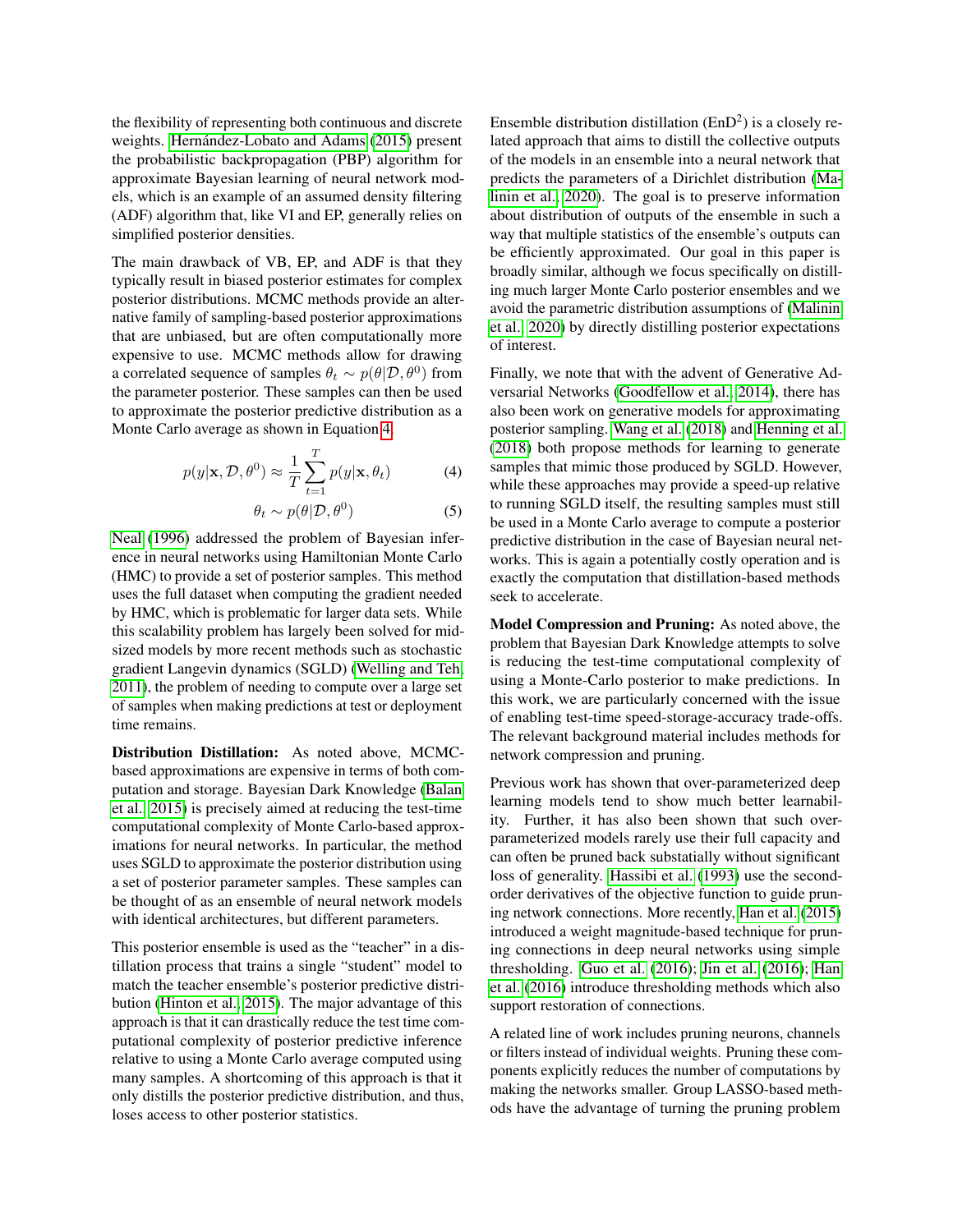the flexibility of representing both continuous and discrete weights. Hernández-Lobato and Adams (2015) present the probabilistic backpropagation (PBP) algorithm for approximate Bayesian learning of neural network models, which is an example of an assumed density filtering (ADF) algorithm that, like VI and EP, generally relies on simplified posterior densities.

The main drawback of VB, EP, and ADF is that they typically result in biased posterior estimates for complex posterior distributions. MCMC methods provide an alternative family of sampling-based posterior approximations that are unbiased, but are often computationally more expensive to use. MCMC methods allow for drawing a correlated sequence of samples $\theta_t \sim p(\theta|\mathcal{D}, \theta^0)$ from the parameter posterior. These samples can then be used to approximate the posterior predictive distribution as a Monte Carlo average as shown in Equation 4.

$$p(y|\mathbf{x}, \mathcal{D}, \theta^0) \approx \frac{1}{T}\sum_{t=1}^{T} p(y|\mathbf{x}, \theta_t) \tag{4}$$

$$\theta_t \sim p(\theta|\mathcal{D}, \theta^0) \tag{5}$$

Neal (1996) addressed the problem of Bayesian inference in neural networks using Hamiltonian Monte Carlo (HMC) to provide a set of posterior samples. This method uses the full dataset when computing the gradient needed by HMC, which is problematic for larger data sets. While this scalability problem has largely been solved for mid-sized models by more recent methods such as stochastic gradient Langevin dynamics (SGLD) (Welling and Teh, 2011), the problem of needing to compute over a large set of samples when making predictions at test or deployment time remains.

**Distribution Distillation:** As noted above, MCMC-based approximations are expensive in terms of both computation and storage. Bayesian Dark Knowledge (Balan et al., 2015) is precisely aimed at reducing the test-time computational complexity of Monte Carlo-based approximations for neural networks. In particular, the method uses SGLD to approximate the posterior distribution using a set of posterior parameter samples. These samples can be thought of as an ensemble of neural network models with identical architectures, but different parameters.

This posterior ensemble is used as the "teacher" in a distillation process that trains a single "student" model to match the teacher ensemble's posterior predictive distribution (Hinton et al., 2015). The major advantage of this approach is that it can drastically reduce the test time computational complexity of posterior predictive inference relative to using a Monte Carlo average computed using many samples. A shortcoming of this approach is that it only distills the posterior predictive distribution, and thus, loses access to other posterior statistics.

Ensemble distribution distillation (EnD$^2$) is a closely related approach that aims to distill the collective outputs of the models in an ensemble into a neural network that predicts the parameters of a Dirichlet distribution (Malinin et al., 2020). The goal is to preserve information about distribution of outputs of the ensemble in such a way that multiple statistics of the ensemble's outputs can be efficiently approximated. Our goal in this paper is broadly similar, although we focus specifically on distilling much larger Monte Carlo posterior ensembles and we avoid the parametric distribution assumptions of (Malinin et al., 2020) by directly distilling posterior expectations of interest.

Finally, we note that with the advent of Generative Adversarial Networks (Goodfellow et al., 2014), there has also been work on generative models for approximating posterior sampling. Wang et al. (2018) and Henning et al. (2018) both propose methods for learning to generate samples that mimic those produced by SGLD. However, while these approaches may provide a speed-up relative to running SGLD itself, the resulting samples must still be used in a Monte Carlo average to compute a posterior predictive distribution in the case of Bayesian neural networks. This is again a potentially costly operation and is exactly the computation that distillation-based methods seek to accelerate.

**Model Compression and Pruning:** As noted above, the problem that Bayesian Dark Knowledge attempts to solve is reducing the test-time computational complexity of using a Monte-Carlo posterior to make predictions. In this work, we are particularly concerned with the issue of enabling test-time speed-storage-accuracy trade-offs. The relevant background material includes methods for network compression and pruning.

Previous work has shown that over-parameterized deep learning models tend to show much better learnability. Further, it has also been shown that such over-parameterized models rarely use their full capacity and can often be pruned back substatially without significant loss of generality. Hassibi et al. (1993) use the second-order derivatives of the objective function to guide pruning network connections. More recently, Han et al. (2015) introduced a weight magnitude-based technique for pruning connections in deep neural networks using simple thresholding. Guo et al. (2016); Jin et al. (2016); Han et al. (2016) introduce thresholding methods which also support restoration of connections.

A related line of work includes pruning neurons, channels or filters instead of individual weights. Pruning these components explicitly reduces the number of computations by making the networks smaller. Group LASSO-based methods have the advantage of turning the pruning problem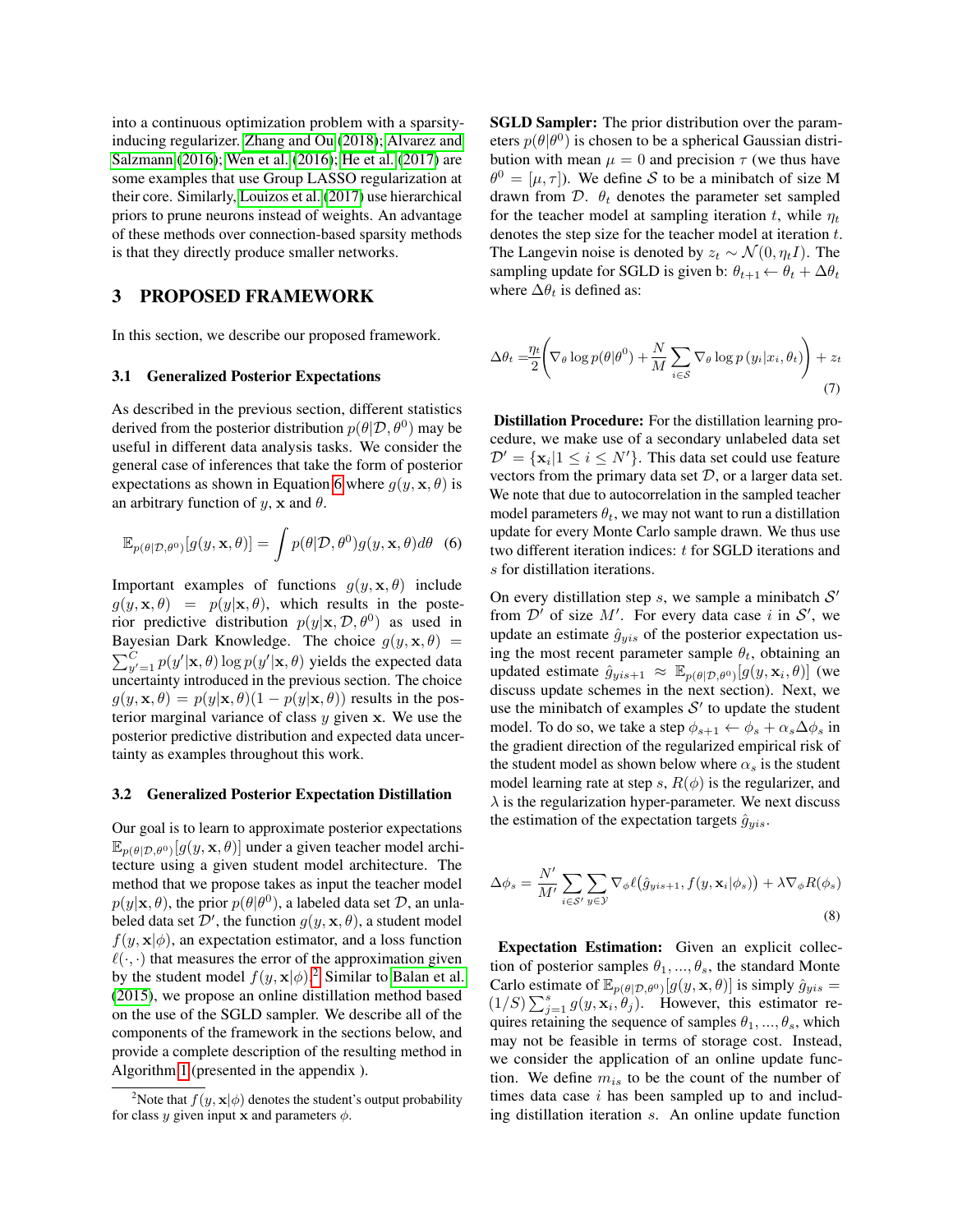into a continuous optimization problem with a sparsity-inducing regularizer. Zhang and Ou (2018); Alvarez and Salzmann (2016); Wen et al. (2016); He et al. (2017) are some examples that use Group LASSO regularization at their core. Similarly, Louizos et al. (2017) use hierarchical priors to prune neurons instead of weights. An advantage of these methods over connection-based sparsity methods is that they directly produce smaller networks.

## 3 PROPOSED FRAMEWORK

In this section, we describe our proposed framework.

### 3.1 Generalized Posterior Expectations

As described in the previous section, different statistics derived from the posterior distribution $p(\theta|\mathcal{D}, \theta^0)$ may be useful in different data analysis tasks. We consider the general case of inferences that take the form of posterior expectations as shown in Equation 6 where $g(y, \mathbf{x}, \theta)$ is an arbitrary function of $y$, $\mathbf{x}$ and $\theta$.

$$\mathbb{E}_{p(\theta|\mathcal{D},\theta^0)}[g(y, \mathbf{x}, \theta)] = \int p(\theta|\mathcal{D}, \theta^0) g(y, \mathbf{x}, \theta) d\theta \quad (6)$$

Important examples of functions $g(y, \mathbf{x}, \theta)$ include $g(y, \mathbf{x}, \theta) = p(y|\mathbf{x}, \theta)$, which results in the posterior predictive distribution $p(y|\mathbf{x}, \mathcal{D}, \theta^0)$ as used in Bayesian Dark Knowledge. The choice $g(y, \mathbf{x}, \theta) = \sum_{y'=1}^{C} p(y'|\mathbf{x}, \theta) \log p(y'|\mathbf{x}, \theta)$ yields the expected data uncertainty introduced in the previous section. The choice $g(y, \mathbf{x}, \theta) = p(y|\mathbf{x}, \theta)(1 - p(y|\mathbf{x}, \theta))$ results in the posterior marginal variance of class $y$ given $\mathbf{x}$. We use the posterior predictive distribution and expected data uncertainty as examples throughout this work.

### 3.2 Generalized Posterior Expectation Distillation

Our goal is to learn to approximate posterior expectations $\mathbb{E}_{p(\theta|\mathcal{D},\theta^0)}[g(y, \mathbf{x}, \theta)]$ under a given teacher model architecture using a given student model architecture. The method that we propose takes as input the teacher model $p(y|\mathbf{x}, \theta)$, the prior $p(\theta|\theta^0)$, a labeled data set $\mathcal{D}$, an unlabeled data set $\mathcal{D}'$, the function $g(y, \mathbf{x}, \theta)$, a student model $f(y, \mathbf{x}|\phi)$, an expectation estimator, and a loss function $\ell(\cdot, \cdot)$ that measures the error of the approximation given by the student model $f(y, \mathbf{x}|\phi)$.[2] Similar to Balan et al. (2015), we propose an online distillation method based on the use of the SGLD sampler. We describe all of the components of the framework in the sections below, and provide a complete description of the resulting method in Algorithm 1 (presented in the appendix ).

[2] Note that $f(y, \mathbf{x}|\phi)$ denotes the student's output probability for class $y$ given input $\mathbf{x}$ and parameters $\phi$.

**SGLD Sampler:** The prior distribution over the parameters $p(\theta|\theta^0)$ is chosen to be a spherical Gaussian distribution with mean $\mu = 0$ and precision $\tau$ (we thus have $\theta^0 = [\mu, \tau]$). We define $\mathcal{S}$ to be a minibatch of size M drawn from $\mathcal{D}$. $\theta_t$ denotes the parameter set sampled for the teacher model at sampling iteration $t$, while $\eta_t$ denotes the step size for the teacher model at iteration $t$. The Langevin noise is denoted by $z_t \sim \mathcal{N}(0, \eta_t I)$. The sampling update for SGLD is given b: $\theta_{t+1} \leftarrow \theta_t + \Delta\theta_t$ where $\Delta\theta_t$ is defined as:

$$\Delta\theta_t = \frac{\eta_t}{2}\left(\nabla_\theta \log p(\theta|\theta^0) + \frac{N}{M}\sum_{i\in\mathcal{S}} \nabla_\theta \log p\left(y_i|x_i, \theta_t\right)\right) + z_t \quad (7)$$

**Distillation Procedure:** For the distillation learning procedure, we make use of a secondary unlabeled data set $\mathcal{D}' = \{\mathbf{x}_i | 1 \leq i \leq N'\}$. This data set could use feature vectors from the primary data set $\mathcal{D}$, or a larger data set. We note that due to autocorrelation in the sampled teacher model parameters $\theta_t$, we may not want to run a distillation update for every Monte Carlo sample drawn. We thus use two different iteration indices: $t$ for SGLD iterations and $s$ for distillation iterations.

On every distillation step $s$, we sample a minibatch $\mathcal{S}'$ from $\mathcal{D}'$ of size $M'$. For every data case $i$ in $\mathcal{S}'$, we update an estimate $\hat{g}_{yis}$ of the posterior expectation using the most recent parameter sample $\theta_t$, obtaining an updated estimate $\hat{g}_{yis+1} \approx \mathbb{E}_{p(\theta|\mathcal{D},\theta^0)}[g(y, \mathbf{x}_i, \theta)]$ (we discuss update schemes in the next section). Next, we use the minibatch of examples $\mathcal{S}'$ to update the student model. To do so, we take a step $\phi_{s+1} \leftarrow \phi_s + \alpha_s \Delta\phi_s$ in the gradient direction of the regularized empirical risk of the student model as shown below where $\alpha_s$ is the student model learning rate at step $s$, $R(\phi)$ is the regularizer, and $\lambda$ is the regularization hyper-parameter. We next discuss the estimation of the expectation targets $\hat{g}_{yis}$.

$$\Delta\phi_s = \frac{N'}{M'}\sum_{i\in\mathcal{S}'}\sum_{y\in\mathcal{Y}} \nabla_\phi \ell\big(\hat{g}_{yis+1}, f(y, \mathbf{x}_i|\phi_s)\big) + \lambda\nabla_\phi R(\phi_s) \quad (8)$$

**Expectation Estimation:** Given an explicit collection of posterior samples $\theta_1, ..., \theta_s$, the standard Monte Carlo estimate of $\mathbb{E}_{p(\theta|\mathcal{D},\theta^0)}[g(y, \mathbf{x}, \theta)]$ is simply $\hat{g}_{yis} = (1/S)\sum_{j=1}^{s} g(y, \mathbf{x}_i, \theta_j)$. However, this estimator requires retaining the sequence of samples $\theta_1, ..., \theta_s$, which may not be feasible in terms of storage cost. Instead, we consider the application of an online update function. We define $m_{is}$ to be the count of the number of times data case $i$ has been sampled up to and including distillation iteration $s$. An online update function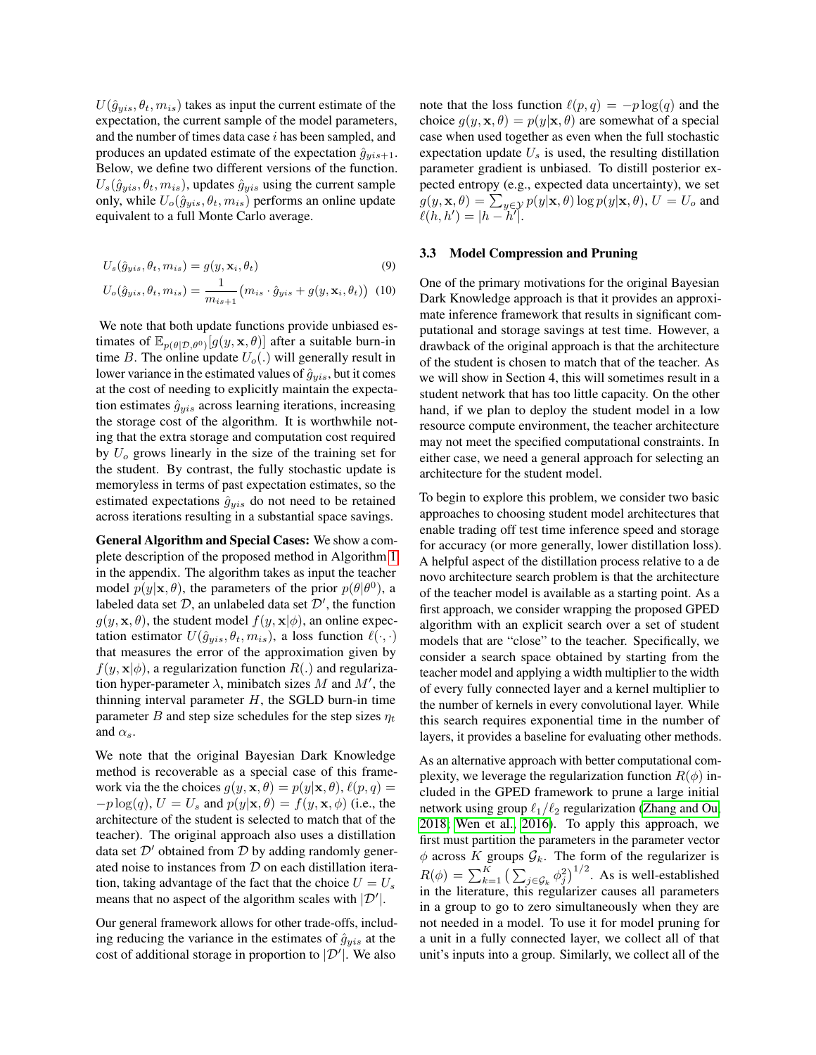$U(\hat{g}_{yis}, \theta_t, m_{is})$ takes as input the current estimate of the expectation, the current sample of the model parameters, and the number of times data case $i$ has been sampled, and produces an updated estimate of the expectation $\hat{g}_{yis+1}$. Below, we define two different versions of the function. $U_s(\hat{g}_{yis}, \theta_t, m_{is})$, updates $\hat{g}_{yis}$ using the current sample only, while $U_o(\hat{g}_{yis}, \theta_t, m_{is})$ performs an online update equivalent to a full Monte Carlo average.

$$U_s(\hat{g}_{yis}, \theta_t, m_{is}) = g(y, \mathbf{x}_i, \theta_t) \tag{9}$$

$$U_o(\hat{g}_{yis}, \theta_t, m_{is}) = \frac{1}{m_{is+1}}\big(m_{is} \cdot \hat{g}_{yis} + g(y, \mathbf{x}_i, \theta_t)\big) \tag{10}$$

We note that both update functions provide unbiased estimates of $\mathbb{E}_{p(\theta|\mathcal{D},\theta^0)}[g(y, \mathbf{x}, \theta)]$ after a suitable burn-in time $B$. The online update $U_o(.)$ will generally result in lower variance in the estimated values of $\hat{g}_{yis}$, but it comes at the cost of needing to explicitly maintain the expectation estimates $\hat{g}_{yis}$ across learning iterations, increasing the storage cost of the algorithm. It is worthwhile noting that the extra storage and computation cost required by $U_o$ grows linearly in the size of the training set for the student. By contrast, the fully stochastic update is memoryless in terms of past expectation estimates, so the estimated expectations $\hat{g}_{yis}$ do not need to be retained across iterations resulting in a substantial space savings.

**General Algorithm and Special Cases:** We show a complete description of the proposed method in Algorithm 1 in the appendix. The algorithm takes as input the teacher model $p(y|\mathbf{x}, \theta)$, the parameters of the prior $p(\theta|\theta^0)$, a labeled data set $\mathcal{D}$, an unlabeled data set $\mathcal{D}'$, the function $g(y, \mathbf{x}, \theta)$, the student model $f(y, \mathbf{x}|\phi)$, an online expectation estimator $U(\hat{g}_{yis}, \theta_t, m_{is})$, a loss function $\ell(\cdot, \cdot)$ that measures the error of the approximation given by $f(y, \mathbf{x}|\phi)$, a regularization function $R(.)$ and regularization hyper-parameter $\lambda$, minibatch sizes $M$ and $M'$, the thinning interval parameter $H$, the SGLD burn-in time parameter $B$ and step size schedules for the step sizes $\eta_t$ and $\alpha_s$.

We note that the original Bayesian Dark Knowledge method is recoverable as a special case of this framework via the the choices $g(y, \mathbf{x}, \theta) = p(y|\mathbf{x}, \theta)$, $\ell(p, q) = -p\log(q)$, $U = U_s$ and $p(y|\mathbf{x}, \theta) = f(y, \mathbf{x}, \phi)$ (i.e., the architecture of the student is selected to match that of the teacher). The original approach also uses a distillation data set $\mathcal{D}'$ obtained from $\mathcal{D}$ by adding randomly generated noise to instances from $\mathcal{D}$ on each distillation iteration, taking advantage of the fact that the choice $U = U_s$ means that no aspect of the algorithm scales with $|\mathcal{D}'|$.

Our general framework allows for other trade-offs, including reducing the variance in the estimates of $\hat{g}_{yis}$ at the cost of additional storage in proportion to $|\mathcal{D}'|$. We also note that the loss function $\ell(p, q) = -p\log(q)$ and the choice $g(y, \mathbf{x}, \theta) = p(y|\mathbf{x}, \theta)$ are somewhat of a special case when used together as even when the full stochastic expectation update $U_s$ is used, the resulting distillation parameter gradient is unbiased. To distill posterior expected entropy (e.g., expected data uncertainty), we set $g(y, \mathbf{x}, \theta) = \sum_{y\in\mathcal{Y}} p(y|\mathbf{x}, \theta)\log p(y|\mathbf{x}, \theta)$, $U = U_o$ and $\ell(h, h') = |h - h'|$.

### 3.3 Model Compression and Pruning

One of the primary motivations for the original Bayesian Dark Knowledge approach is that it provides an approximate inference framework that results in significant computational and storage savings at test time. However, a drawback of the original approach is that the architecture of the student is chosen to match that of the teacher. As we will show in Section 4, this will sometimes result in a student network that has too little capacity. On the other hand, if we plan to deploy the student model in a low resource compute environment, the teacher architecture may not meet the specified computational constraints. In either case, we need a general approach for selecting an architecture for the student model.

To begin to explore this problem, we consider two basic approaches to choosing student model architectures that enable trading off test time inference speed and storage for accuracy (or more generally, lower distillation loss). A helpful aspect of the distillation process relative to a de novo architecture search problem is that the architecture of the teacher model is available as a starting point. As a first approach, we consider wrapping the proposed GPED algorithm with an explicit search over a set of student models that are "close" to the teacher. Specifically, we consider a search space obtained by starting from the teacher model and applying a width multiplier to the width of every fully connected layer and a kernel multiplier to the number of kernels in every convolutional layer. While this search requires exponential time in the number of layers, it provides a baseline for evaluating other methods.

As an alternative approach with better computational complexity, we leverage the regularization function $R(\phi)$ included in the GPED framework to prune a large initial network using group $\ell_1/\ell_2$ regularization (Zhang and Ou, 2018; Wen et al., 2016). To apply this approach, we first must partition the parameters in the parameter vector $\phi$ across $K$ groups $\mathcal{G}_k$. The form of the regularizer is $R(\phi) = \sum_{k=1}^{K}\big(\sum_{j\in\mathcal{G}_k}\phi_j^2\big)^{1/2}$. As is well-established in the literature, this regularizer causes all parameters in a group to go to zero simultaneously when they are not needed in a model. To use it for model pruning for a unit in a fully connected layer, we collect all of that unit's inputs into a group. Similarly, we collect all of the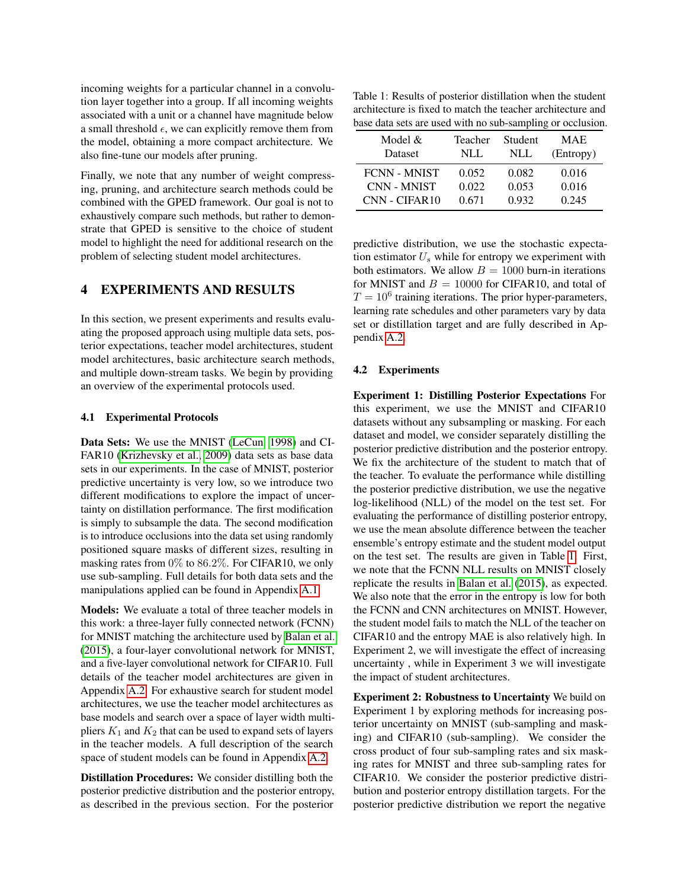incoming weights for a particular channel in a convolution layer together into a group. If all incoming weights associated with a unit or a channel have magnitude below a small threshold $\epsilon$, we can explicitly remove them from the model, obtaining a more compact architecture. We also fine-tune our models after pruning.

Finally, we note that any number of weight compressing, pruning, and architecture search methods could be combined with the GPED framework. Our goal is not to exhaustively compare such methods, but rather to demonstrate that GPED is sensitive to the choice of student model to highlight the need for additional research on the problem of selecting student model architectures.

# 4 EXPERIMENTS AND RESULTS

In this section, we present experiments and results evaluating the proposed approach using multiple data sets, posterior expectations, teacher model architectures, student model architectures, basic architecture search methods, and multiple down-stream tasks. We begin by providing an overview of the experimental protocols used.

## 4.1 Experimental Protocols

**Data Sets:** We use the MNIST (LeCun, 1998) and CIFAR10 (Krizhevsky et al., 2009) data sets as base data sets in our experiments. In the case of MNIST, posterior predictive uncertainty is very low, so we introduce two different modifications to explore the impact of uncertainty on distillation performance. The first modification is simply to subsample the data. The second modification is to introduce occlusions into the data set using randomly positioned square masks of different sizes, resulting in masking rates from $0\%$ to $86.2\%$. For CIFAR10, we only use sub-sampling. Full details for both data sets and the manipulations applied can be found in Appendix A.1.

**Models:** We evaluate a total of three teacher models in this work: a three-layer fully connected network (FCNN) for MNIST matching the architecture used by Balan et al. (2015), a four-layer convolutional network for MNIST, and a five-layer convolutional network for CIFAR10. Full details of the teacher model architectures are given in Appendix A.2. For exhaustive search for student model architectures, we use the teacher model architectures as base models and search over a space of layer width multipliers $K_1$ and $K_2$ that can be used to expand sets of layers in the teacher models. A full description of the search space of student models can be found in Appendix A.2.

**Distillation Procedures:** We consider distilling both the posterior predictive distribution and the posterior entropy, as described in the previous section. For the posterior predictive distribution, we use the stochastic expectation estimator $U_s$ while for entropy we experiment with both estimators. We allow $B = 1000$ burn-in iterations for MNIST and $B = 10000$ for CIFAR10, and total of $T = 10^6$ training iterations. The prior hyper-parameters, learning rate schedules and other parameters vary by data set or distillation target and are fully described in Appendix A.2.

Table 1: Results of posterior distillation when the student architecture is fixed to match the teacher architecture and base data sets are used with no sub-sampling or occlusion.

| Model & Dataset | Teacher NLL | Student NLL | MAE (Entropy) |
|---|---|---|---|
| FCNN - MNIST | 0.052 | 0.082 | 0.016 |
| CNN - MNIST | 0.022 | 0.053 | 0.016 |
| CNN - CIFAR10 | 0.671 | 0.932 | 0.245 |

## 4.2 Experiments

**Experiment 1: Distilling Posterior Expectations** For this experiment, we use the MNIST and CIFAR10 datasets without any subsampling or masking. For each dataset and model, we consider separately distilling the posterior predictive distribution and the posterior entropy. We fix the architecture of the student to match that of the teacher. To evaluate the performance while distilling the posterior predictive distribution, we use the negative log-likelihood (NLL) of the model on the test set. For evaluating the performance of distilling posterior entropy, we use the mean absolute difference between the teacher ensemble's entropy estimate and the student model output on the test set. The results are given in Table 1. First, we note that the FCNN NLL results on MNIST closely replicate the results in Balan et al. (2015), as expected. We also note that the error in the entropy is low for both the FCNN and CNN architectures on MNIST. However, the student model fails to match the NLL of the teacher on CIFAR10 and the entropy MAE is also relatively high. In Experiment 2, we will investigate the effect of increasing uncertainty , while in Experiment 3 we will investigate the impact of student architectures.

**Experiment 2: Robustness to Uncertainty** We build on Experiment 1 by exploring methods for increasing posterior uncertainty on MNIST (sub-sampling and masking) and CIFAR10 (sub-sampling). We consider the cross product of four sub-sampling rates and six masking rates for MNIST and three sub-sampling rates for CIFAR10. We consider the posterior predictive distribution and posterior entropy distillation targets. For the posterior predictive distribution we report the negative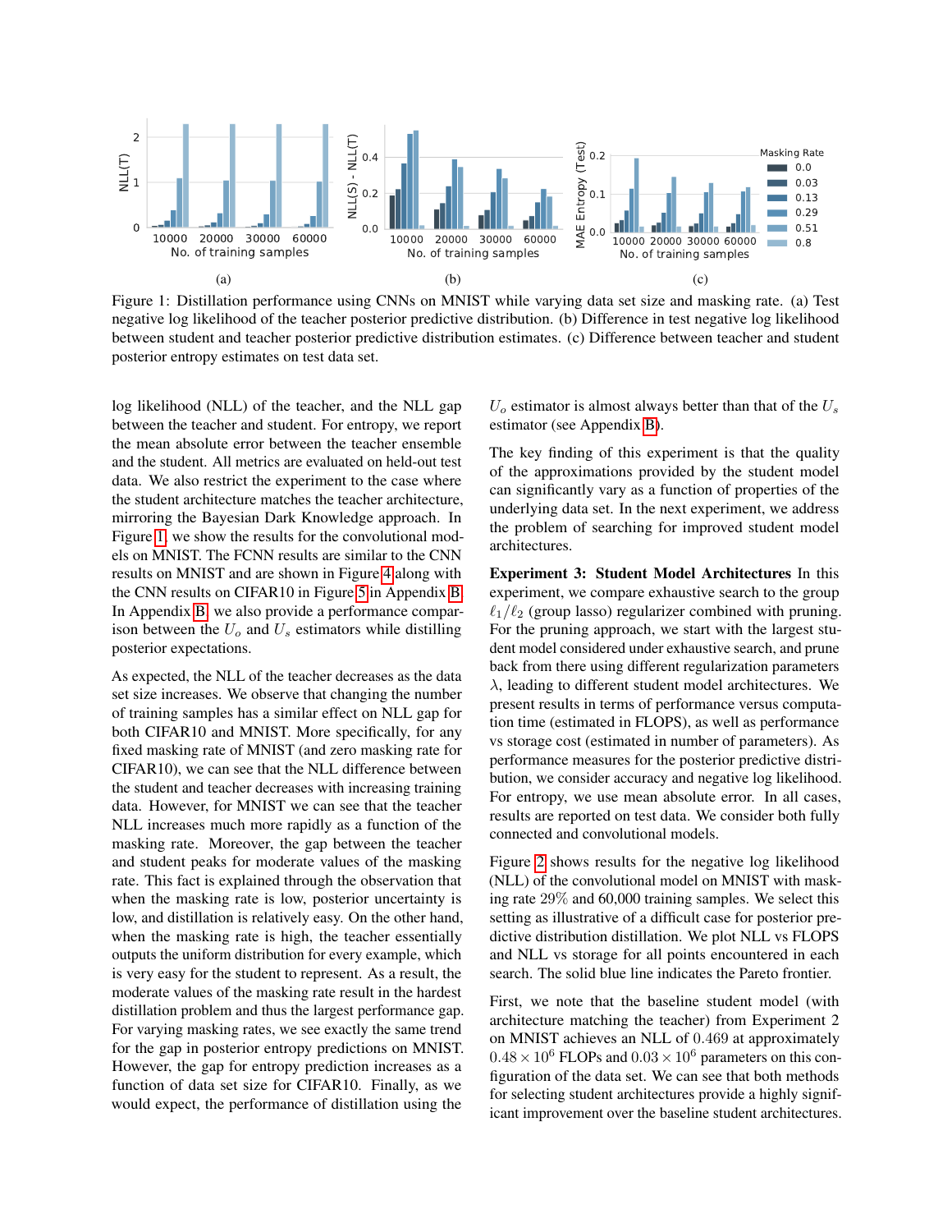Figure 1: Distillation performance using CNNs on MNIST while varying data set size and masking rate. (a) Test negative log likelihood of the teacher posterior predictive distribution. (b) Difference in test negative log likelihood between student and teacher posterior predictive distribution estimates. (c) Difference between teacher and student posterior entropy estimates on test data set.

log likelihood (NLL) of the teacher, and the NLL gap between the teacher and student. For entropy, we report the mean absolute error between the teacher ensemble and the student. All metrics are evaluated on held-out test data. We also restrict the experiment to the case where the student architecture matches the teacher architecture, mirroring the Bayesian Dark Knowledge approach. In Figure 1, we show the results for the convolutional models on MNIST. The FCNN results are similar to the CNN results on MNIST and are shown in Figure 4 along with the CNN results on CIFAR10 in Figure 5 in Appendix B. In Appendix B, we also provide a performance comparison between the $U_o$ and $U_s$ estimators while distilling posterior expectations.

As expected, the NLL of the teacher decreases as the data set size increases. We observe that changing the number of training samples has a similar effect on NLL gap for both CIFAR10 and MNIST. More specifically, for any fixed masking rate of MNIST (and zero masking rate for CIFAR10), we can see that the NLL difference between the student and teacher decreases with increasing training data. However, for MNIST we can see that the teacher NLL increases much more rapidly as a function of the masking rate. Moreover, the gap between the teacher and student peaks for moderate values of the masking rate. This fact is explained through the observation that when the masking rate is low, posterior uncertainty is low, and distillation is relatively easy. On the other hand, when the masking rate is high, the teacher essentially outputs the uniform distribution for every example, which is very easy for the student to represent. As a result, the moderate values of the masking rate result in the hardest distillation problem and thus the largest performance gap. For varying masking rates, we see exactly the same trend for the gap in posterior entropy predictions on MNIST. However, the gap for entropy prediction increases as a function of data set size for CIFAR10. Finally, as we would expect, the performance of distillation using the $U_o$ estimator is almost always better than that of the $U_s$ estimator (see Appendix B).

The key finding of this experiment is that the quality of the approximations provided by the student model can significantly vary as a function of properties of the underlying data set. In the next experiment, we address the problem of searching for improved student model architectures.

**Experiment 3: Student Model Architectures** In this experiment, we compare exhaustive search to the group $\ell_1/\ell_2$ (group lasso) regularizer combined with pruning. For the pruning approach, we start with the largest student model considered under exhaustive search, and prune back from there using different regularization parameters $\lambda$, leading to different student model architectures. We present results in terms of performance versus computation time (estimated in FLOPS), as well as performance vs storage cost (estimated in number of parameters). As performance measures for the posterior predictive distribution, we consider accuracy and negative log likelihood. For entropy, we use mean absolute error. In all cases, results are reported on test data. We consider both fully connected and convolutional models.

Figure 2 shows results for the negative log likelihood (NLL) of the convolutional model on MNIST with masking rate $29\%$ and 60,000 training samples. We select this setting as illustrative of a difficult case for posterior predictive distribution distillation. We plot NLL vs FLOPS and NLL vs storage for all points encountered in each search. The solid blue line indicates the Pareto frontier.

First, we note that the baseline student model (with architecture matching the teacher) from Experiment 2 on MNIST achieves an NLL of $0.469$ at approximately $0.48 \times 10^6$ FLOPs and $0.03 \times 10^6$ parameters on this configuration of the data set. We can see that both methods for selecting student architectures provide a highly significant improvement over the baseline student architectures.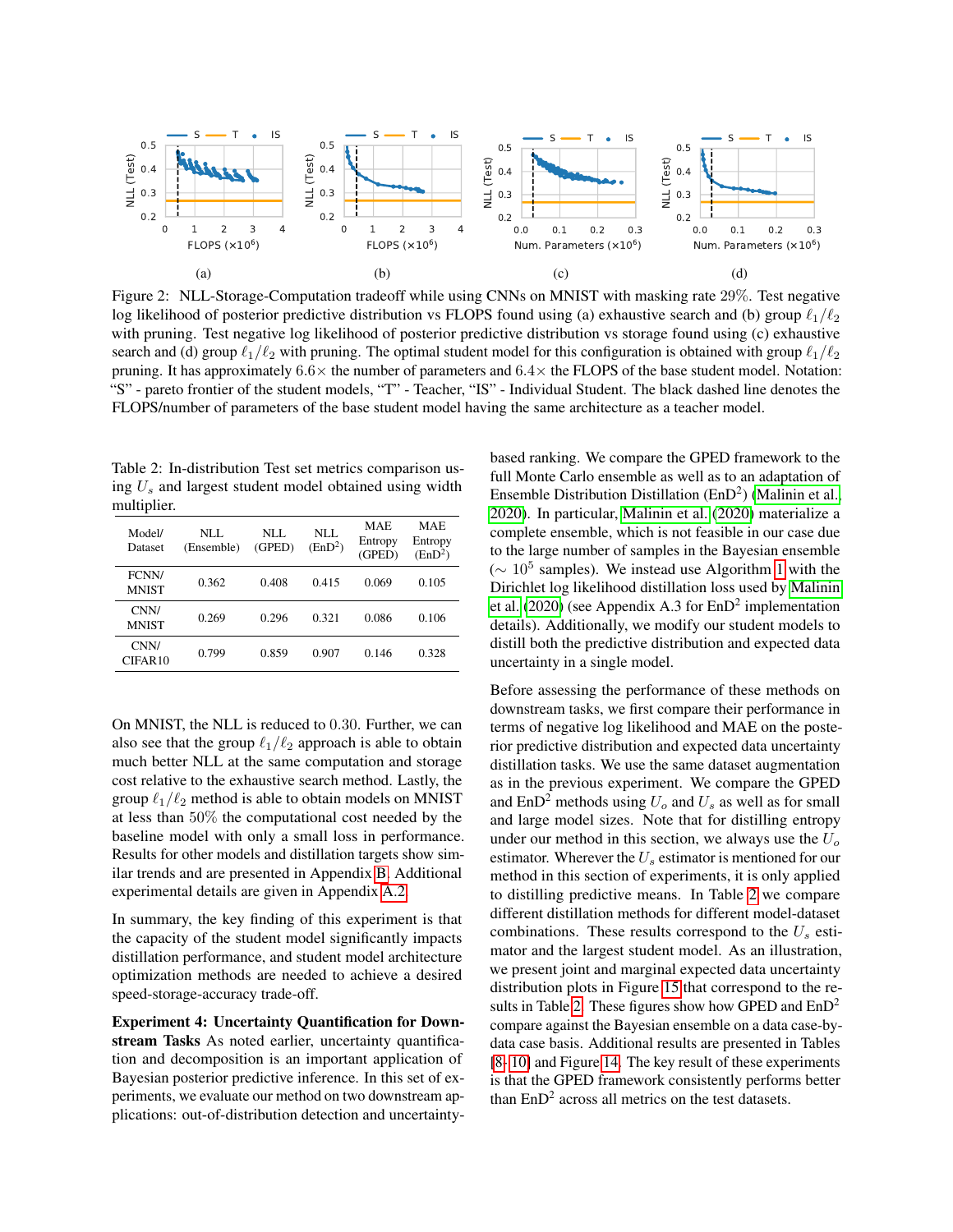Figure 2: NLL-Storage-Computation tradeoff while using CNNs on MNIST with masking rate 29%. Test negative log likelihood of posterior predictive distribution vs FLOPS found using (a) exhaustive search and (b) group $\ell_1/\ell_2$ with pruning. Test negative log likelihood of posterior predictive distribution vs storage found using (c) exhaustive search and (d) group $\ell_1/\ell_2$ with pruning. The optimal student model for this configuration is obtained with group $\ell_1/\ell_2$ pruning. It has approximately $6.6\times$ the number of parameters and $6.4\times$ the FLOPS of the base student model. Notation: "S" - pareto frontier of the student models, "T" - Teacher, "IS" - Individual Student. The black dashed line denotes the FLOPS/number of parameters of the base student model having the same architecture as a teacher model.

Table 2: In-distribution Test set metrics comparison using $U_s$ and largest student model obtained using width multiplier.

| Model/ Dataset | NLL (Ensemble) | NLL (GPED) | NLL ($\text{EnD}^2$) | MAE Entropy (GPED) | MAE Entropy ($\text{EnD}^2$) |
|---|---|---|---|---|---|
| FCNN/ MNIST | 0.362 | 0.408 | 0.415 | 0.069 | 0.105 |
| CNN/ MNIST | 0.269 | 0.296 | 0.321 | 0.086 | 0.106 |
| CNN/ CIFAR10 | 0.799 | 0.859 | 0.907 | 0.146 | 0.328 |

On MNIST, the NLL is reduced to 0.30. Further, we can also see that the group $\ell_1/\ell_2$ approach is able to obtain much better NLL at the same computation and storage cost relative to the exhaustive search method. Lastly, the group $\ell_1/\ell_2$ method is able to obtain models on MNIST at less than 50% the computational cost needed by the baseline model with only a small loss in performance. Results for other models and distillation targets show similar trends and are presented in Appendix B. Additional experimental details are given in Appendix A.2.

In summary, the key finding of this experiment is that the capacity of the student model significantly impacts distillation performance, and student model architecture optimization methods are needed to achieve a desired speed-storage-accuracy trade-off.

**Experiment 4: Uncertainty Quantification for Downstream Tasks** As noted earlier, uncertainty quantification and decomposition is an important application of Bayesian posterior predictive inference. In this set of experiments, we evaluate our method on two downstream applications: out-of-distribution detection and uncertainty-based ranking. We compare the GPED framework to the full Monte Carlo ensemble as well as to an adaptation of Ensemble Distribution Distillation ($\text{EnD}^2$) (Malinin et al., 2020). In particular, Malinin et al. (2020) materialize a complete ensemble, which is not feasible in our case due to the large number of samples in the Bayesian ensemble ($\sim 10^5$ samples). We instead use Algorithm 1 with the Dirichlet log likelihood distillation loss used by Malinin et al. (2020) (see Appendix A.3 for $\text{EnD}^2$ implementation details). Additionally, we modify our student models to distill both the predictive distribution and expected data uncertainty in a single model.

Before assessing the performance of these methods on downstream tasks, we first compare their performance in terms of negative log likelihood and MAE on the posterior predictive distribution and expected data uncertainty distillation tasks. We use the same dataset augmentation as in the previous experiment. We compare the GPED and $\text{EnD}^2$ methods using $U_o$ and $U_s$ as well as for small and large model sizes. Note that for distilling entropy under our method in this section, we always use the $U_o$ estimator. Wherever the $U_s$ estimator is mentioned for our method in this section of experiments, it is only applied to distilling predictive means. In Table 2 we compare different distillation methods for different model-dataset combinations. These results correspond to the $U_s$ estimator and the largest student model. As an illustration, we present joint and marginal expected data uncertainty distribution plots in Figure 15 that correspond to the results in Table 2. These figures show how GPED and $\text{EnD}^2$ compare against the Bayesian ensemble on a data case-by-data case basis. Additional results are presented in Tables [8-10] and Figure 14. The key result of these experiments is that the GPED framework consistently performs better than $\text{EnD}^2$ across all metrics on the test datasets.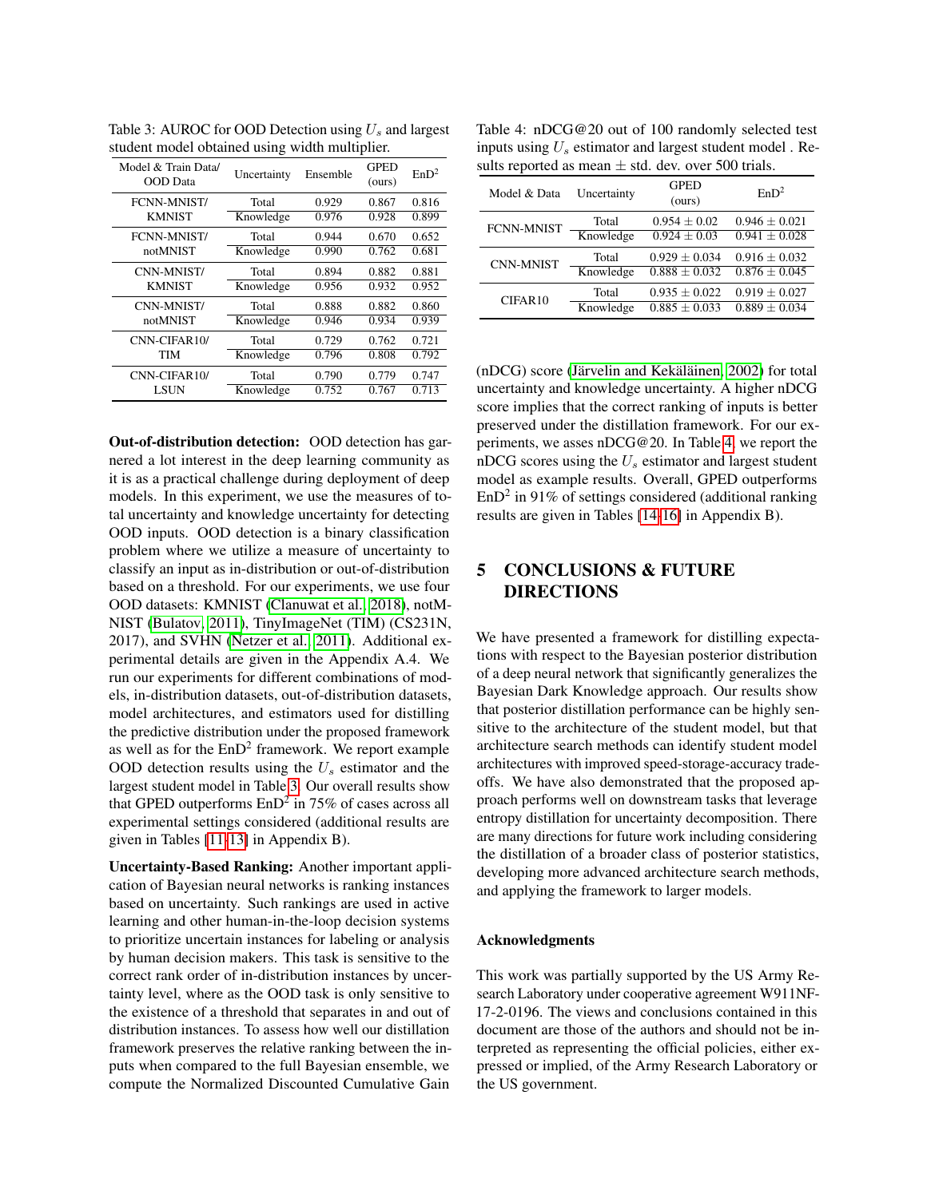Table 3: AUROC for OOD Detection using $U_s$ and largest student model obtained using width multiplier.

| Model & Train Data/ OOD Data | Uncertainty | Ensemble | GPED (ours) | EnD$^2$ |
|---|---|---|---|---|
| FCNN-MNIST/ KMNIST | Total | 0.929 | 0.867 | 0.816 |
| | Knowledge | 0.976 | 0.928 | 0.899 |
| FCNN-MNIST/ notMNIST | Total | 0.944 | 0.670 | 0.652 |
| | Knowledge | 0.990 | 0.762 | 0.681 |
| CNN-MNIST/ KMNIST | Total | 0.894 | 0.882 | 0.881 |
| | Knowledge | 0.956 | 0.932 | 0.952 |
| CNN-MNIST/ notMNIST | Total | 0.888 | 0.882 | 0.860 |
| | Knowledge | 0.946 | 0.934 | 0.939 |
| CNN-CIFAR10/ TIM | Total | 0.729 | 0.762 | 0.721 |
| | Knowledge | 0.796 | 0.808 | 0.792 |
| CNN-CIFAR10/ LSUN | Total | 0.790 | 0.779 | 0.747 |
| | Knowledge | 0.752 | 0.767 | 0.713 |

**Out-of-distribution detection:** OOD detection has garnered a lot interest in the deep learning community as it is as a practical challenge during deployment of deep models. In this experiment, we use the measures of total uncertainty and knowledge uncertainty for detecting OOD inputs. OOD detection is a binary classification problem where we utilize a measure of uncertainty to classify an input as in-distribution or out-of-distribution based on a threshold. For our experiments, we use four OOD datasets: KMNIST (Clanuwat et al., 2018), notMNIST (Bulatov, 2011), TinyImageNet (TIM) (CS231N, 2017), and SVHN (Netzer et al., 2011). Additional experimental details are given in the Appendix A.4. We run our experiments for different combinations of models, in-distribution datasets, out-of-distribution datasets, model architectures, and estimators used for distilling the predictive distribution under the proposed framework as well as for the EnD$^2$ framework. We report example OOD detection results using the $U_s$ estimator and the largest student model in Table 3. Our overall results show that GPED outperforms EnD$^2$ in 75% of cases across all experimental settings considered (additional results are given in Tables [11-13] in Appendix B).

**Uncertainty-Based Ranking:** Another important application of Bayesian neural networks is ranking instances based on uncertainty. Such rankings are used in active learning and other human-in-the-loop decision systems to prioritize uncertain instances for labeling or analysis by human decision makers. This task is sensitive to the correct rank order of in-distribution instances by uncertainty level, where as the OOD task is only sensitive to the existence of a threshold that separates in and out of distribution instances. To assess how well our distillation framework preserves the relative ranking between the inputs when compared to the full Bayesian ensemble, we compute the Normalized Discounted Cumulative Gain (nDCG) score (Järvelin and Kekäläinen, 2002) for total uncertainty and knowledge uncertainty. A higher nDCG score implies that the correct ranking of inputs is better preserved under the distillation framework. For our experiments, we asses nDCG@20. In Table 4, we report the nDCG scores using the $U_s$ estimator and largest student model as example results. Overall, GPED outperforms EnD$^2$ in 91% of settings considered (additional ranking results are given in Tables [14-16] in Appendix B).

Table 4: nDCG@20 out of 100 randomly selected test inputs using $U_s$ estimator and largest student model . Results reported as mean $\pm$ std. dev. over 500 trials.

| Model & Data | Uncertainty | GPED (ours) | EnD$^2$ |
|---|---|---|---|
| FCNN-MNIST | Total | $0.954 \pm 0.02$ | $0.946 \pm 0.021$ |
| | Knowledge | $0.924 \pm 0.03$ | $0.941 \pm 0.028$ |
| CNN-MNIST | Total | $0.929 \pm 0.034$ | $0.916 \pm 0.032$ |
| | Knowledge | $0.888 \pm 0.032$ | $0.876 \pm 0.045$ |
| CIFAR10 | Total | $0.935 \pm 0.022$ | $0.919 \pm 0.027$ |
| | Knowledge | $0.885 \pm 0.033$ | $0.889 \pm 0.034$ |

## 5 CONCLUSIONS & FUTURE DIRECTIONS

We have presented a framework for distilling expectations with respect to the Bayesian posterior distribution of a deep neural network that significantly generalizes the Bayesian Dark Knowledge approach. Our results show that posterior distillation performance can be highly sensitive to the architecture of the student model, but that architecture search methods can identify student model architectures with improved speed-storage-accuracy tradeoffs. We have also demonstrated that the proposed approach performs well on downstream tasks that leverage entropy distillation for uncertainty decomposition. There are many directions for future work including considering the distillation of a broader class of posterior statistics, developing more advanced architecture search methods, and applying the framework to larger models.

### Acknowledgments

This work was partially supported by the US Army Research Laboratory under cooperative agreement W911NF-17-2-0196. The views and conclusions contained in this document are those of the authors and should not be interpreted as representing the official policies, either expressed or implied, of the Army Research Laboratory or the US government.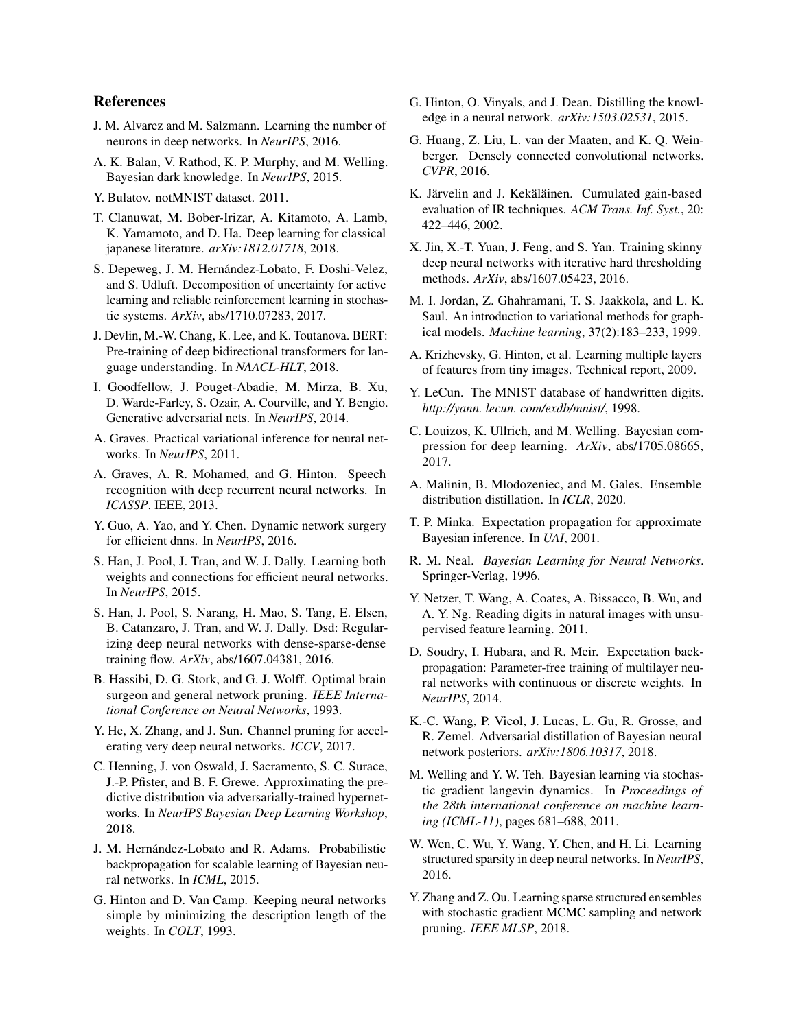## References

J. M. Alvarez and M. Salzmann. Learning the number of neurons in deep networks. In *NeurIPS*, 2016.

A. K. Balan, V. Rathod, K. P. Murphy, and M. Welling. Bayesian dark knowledge. In *NeurIPS*, 2015.

Y. Bulatov. notMNIST dataset. 2011.

T. Clanuwat, M. Bober-Irizar, A. Kitamoto, A. Lamb, K. Yamamoto, and D. Ha. Deep learning for classical japanese literature. *arXiv:1812.01718*, 2018.

S. Depeweg, J. M. Hernández-Lobato, F. Doshi-Velez, and S. Udluft. Decomposition of uncertainty for active learning and reliable reinforcement learning in stochastic systems. *ArXiv*, abs/1710.07283, 2017.

J. Devlin, M.-W. Chang, K. Lee, and K. Toutanova. BERT: Pre-training of deep bidirectional transformers for language understanding. In *NAACL-HLT*, 2018.

I. Goodfellow, J. Pouget-Abadie, M. Mirza, B. Xu, D. Warde-Farley, S. Ozair, A. Courville, and Y. Bengio. Generative adversarial nets. In *NeurIPS*, 2014.

A. Graves. Practical variational inference for neural networks. In *NeurIPS*, 2011.

A. Graves, A. R. Mohamed, and G. Hinton. Speech recognition with deep recurrent neural networks. In *ICASSP*. IEEE, 2013.

Y. Guo, A. Yao, and Y. Chen. Dynamic network surgery for efficient dnns. In *NeurIPS*, 2016.

S. Han, J. Pool, J. Tran, and W. J. Dally. Learning both weights and connections for efficient neural networks. In *NeurIPS*, 2015.

S. Han, J. Pool, S. Narang, H. Mao, S. Tang, E. Elsen, B. Catanzaro, J. Tran, and W. J. Dally. Dsd: Regularizing deep neural networks with dense-sparse-dense training flow. *ArXiv*, abs/1607.04381, 2016.

B. Hassibi, D. G. Stork, and G. J. Wolff. Optimal brain surgeon and general network pruning. *IEEE International Conference on Neural Networks*, 1993.

Y. He, X. Zhang, and J. Sun. Channel pruning for accelerating very deep neural networks. *ICCV*, 2017.

C. Henning, J. von Oswald, J. Sacramento, S. C. Surace, J.-P. Pfister, and B. F. Grewe. Approximating the predictive distribution via adversarially-trained hypernetworks. In *NeurIPS Bayesian Deep Learning Workshop*, 2018.

J. M. Hernández-Lobato and R. Adams. Probabilistic backpropagation for scalable learning of Bayesian neural networks. In *ICML*, 2015.

G. Hinton and D. Van Camp. Keeping neural networks simple by minimizing the description length of the weights. In *COLT*, 1993.

G. Hinton, O. Vinyals, and J. Dean. Distilling the knowledge in a neural network. *arXiv:1503.02531*, 2015.

G. Huang, Z. Liu, L. van der Maaten, and K. Q. Weinberger. Densely connected convolutional networks. *CVPR*, 2016.

K. Järvelin and J. Kekäläinen. Cumulated gain-based evaluation of IR techniques. *ACM Trans. Inf. Syst.*, 20: 422–446, 2002.

X. Jin, X.-T. Yuan, J. Feng, and S. Yan. Training skinny deep neural networks with iterative hard thresholding methods. *ArXiv*, abs/1607.05423, 2016.

M. I. Jordan, Z. Ghahramani, T. S. Jaakkola, and L. K. Saul. An introduction to variational methods for graphical models. *Machine learning*, 37(2):183–233, 1999.

A. Krizhevsky, G. Hinton, et al. Learning multiple layers of features from tiny images. Technical report, 2009.

Y. LeCun. The MNIST database of handwritten digits. *http://yann. lecun. com/exdb/mnist/*, 1998.

C. Louizos, K. Ullrich, and M. Welling. Bayesian compression for deep learning. *ArXiv*, abs/1705.08665, 2017.

A. Malinin, B. Mlodozeniec, and M. Gales. Ensemble distribution distillation. In *ICLR*, 2020.

T. P. Minka. Expectation propagation for approximate Bayesian inference. In *UAI*, 2001.

R. M. Neal. *Bayesian Learning for Neural Networks*. Springer-Verlag, 1996.

Y. Netzer, T. Wang, A. Coates, A. Bissacco, B. Wu, and A. Y. Ng. Reading digits in natural images with unsupervised feature learning. 2011.

D. Soudry, I. Hubara, and R. Meir. Expectation backpropagation: Parameter-free training of multilayer neural networks with continuous or discrete weights. In *NeurIPS*, 2014.

K.-C. Wang, P. Vicol, J. Lucas, L. Gu, R. Grosse, and R. Zemel. Adversarial distillation of Bayesian neural network posteriors. *arXiv:1806.10317*, 2018.

M. Welling and Y. W. Teh. Bayesian learning via stochastic gradient langevin dynamics. In *Proceedings of the 28th international conference on machine learning (ICML-11)*, pages 681–688, 2011.

W. Wen, C. Wu, Y. Wang, Y. Chen, and H. Li. Learning structured sparsity in deep neural networks. In *NeurIPS*, 2016.

Y. Zhang and Z. Ou. Learning sparse structured ensembles with stochastic gradient MCMC sampling and network pruning. *IEEE MLSP*, 2018.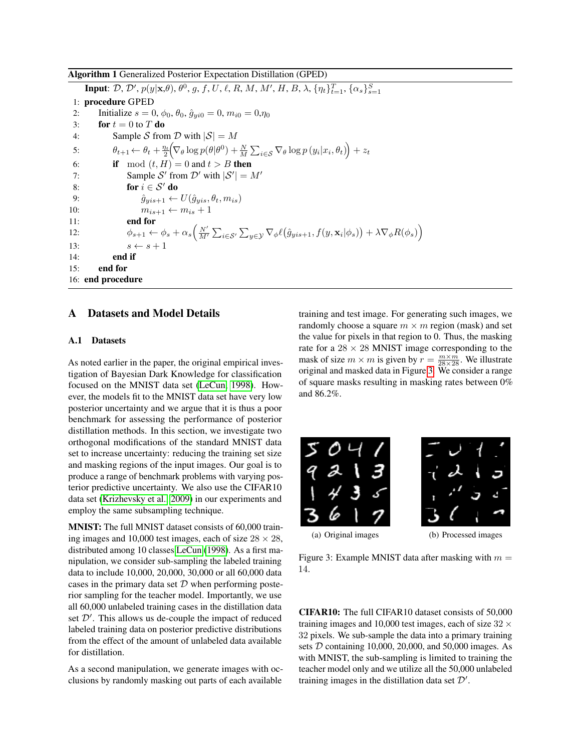**Algorithm 1** Generalized Posterior Expectation Distillation (GPED)

**Input**: $\mathcal{D}$, $\mathcal{D}'$, $p(y|\mathbf{x},\theta)$, $\theta^0$, $g$, $f$, $U$, $\ell$, $R$, $M$, $M'$, $H$, $B$, $\lambda$, $\{\eta_t\}_{t=1}^{T}$, $\{\alpha_s\}_{s=1}^{S}$

1: **procedure** GPED
2: Initialize $s = 0$, $\phi_0$, $\theta_0$, $\hat{g}_{yi0} = 0$, $m_{i0} = 0$, $\eta_0$
3: **for** $t = 0$ to $T$ **do**
4: Sample $\mathcal{S}$ from $\mathcal{D}$ with $|\mathcal{S}| = M$
5: $\theta_{t+1} \leftarrow \theta_t + \frac{\eta_t}{2}\Big(\nabla_\theta \log p(\theta|\theta^0) + \frac{N}{M}\sum_{i\in\mathcal{S}} \nabla_\theta \log p\left(y_i|x_i,\theta_t\right)\Big) + z_t$
6: **if** $\mod(t, H) = 0$ and $t > B$ **then**
7: Sample $\mathcal{S}'$ from $\mathcal{D}'$ with $|\mathcal{S}'| = M'$
8: **for** $i \in \mathcal{S}'$ **do**
9: $\hat{g}_{yis+1} \leftarrow U(\hat{g}_{yis}, \theta_t, m_{is})$
10: $m_{is+1} \leftarrow m_{is} + 1$
11: **end for**
12: $\phi_{s+1} \leftarrow \phi_s + \alpha_s\Big(\frac{N'}{M'}\sum_{i\in\mathcal{S}'}\sum_{y\in\mathcal{Y}} \nabla_\phi \ell\big(\hat{g}_{yis+1}, f(y,\mathbf{x}_i|\phi_s)\big) + \lambda\nabla_\phi R(\phi_s)\Big)$
13: $s \leftarrow s + 1$
14: **end if**
15: **end for**
16: **end procedure**

## A Datasets and Model Details

### A.1 Datasets

As noted earlier in the paper, the original empirical investigation of Bayesian Dark Knowledge for classification focused on the MNIST data set (LeCun, 1998). However, the models fit to the MNIST data set have very low posterior uncertainty and we argue that it is thus a poor benchmark for assessing the performance of posterior distillation methods. In this section, we investigate two orthogonal modifications of the standard MNIST data set to increase uncertainty: reducing the training set size and masking regions of the input images. Our goal is to produce a range of benchmark problems with varying posterior predictive uncertainty. We also use the CIFAR10 data set (Krizhevsky et al., 2009) in our experiments and employ the same subsampling technique.

**MNIST:** The full MNIST dataset consists of 60,000 training images and 10,000 test images, each of size $28 \times 28$, distributed among 10 classes LeCun (1998). As a first manipulation, we consider sub-sampling the labeled training data to include 10,000, 20,000, 30,000 or all 60,000 data cases in the primary data set $\mathcal{D}$ when performing posterior sampling for the teacher model. Importantly, we use all 60,000 unlabeled training cases in the distillation data set $\mathcal{D}'$. This allows us de-couple the impact of reduced labeled training data on posterior predictive distributions from the effect of the amount of unlabeled data available for distillation.

As a second manipulation, we generate images with occlusions by randomly masking out parts of each available training and test image. For generating such images, we randomly choose a square $m \times m$ region (mask) and set the value for pixels in that region to 0. Thus, the masking rate for a $28 \times 28$ MNIST image corresponding to the mask of size $m \times m$ is given by $r = \frac{m \times m}{28 \times 28}$. We illustrate original and masked data in Figure 3. We consider a range of square masks resulting in masking rates between 0% and 86.2%.

(a) Original images (b) Processed images

Figure 3: Example MNIST data after masking with $m = 14$.

**CIFAR10:** The full CIFAR10 dataset consists of 50,000 training images and 10,000 test images, each of size $32 \times 32$ pixels. We sub-sample the data into a primary training sets $\mathcal{D}$ containing 10,000, 20,000, and 50,000 images. As with MNIST, the sub-sampling is limited to training the teacher model only and we utilize all the 50,000 unlabeled training images in the distillation data set $\mathcal{D}'$.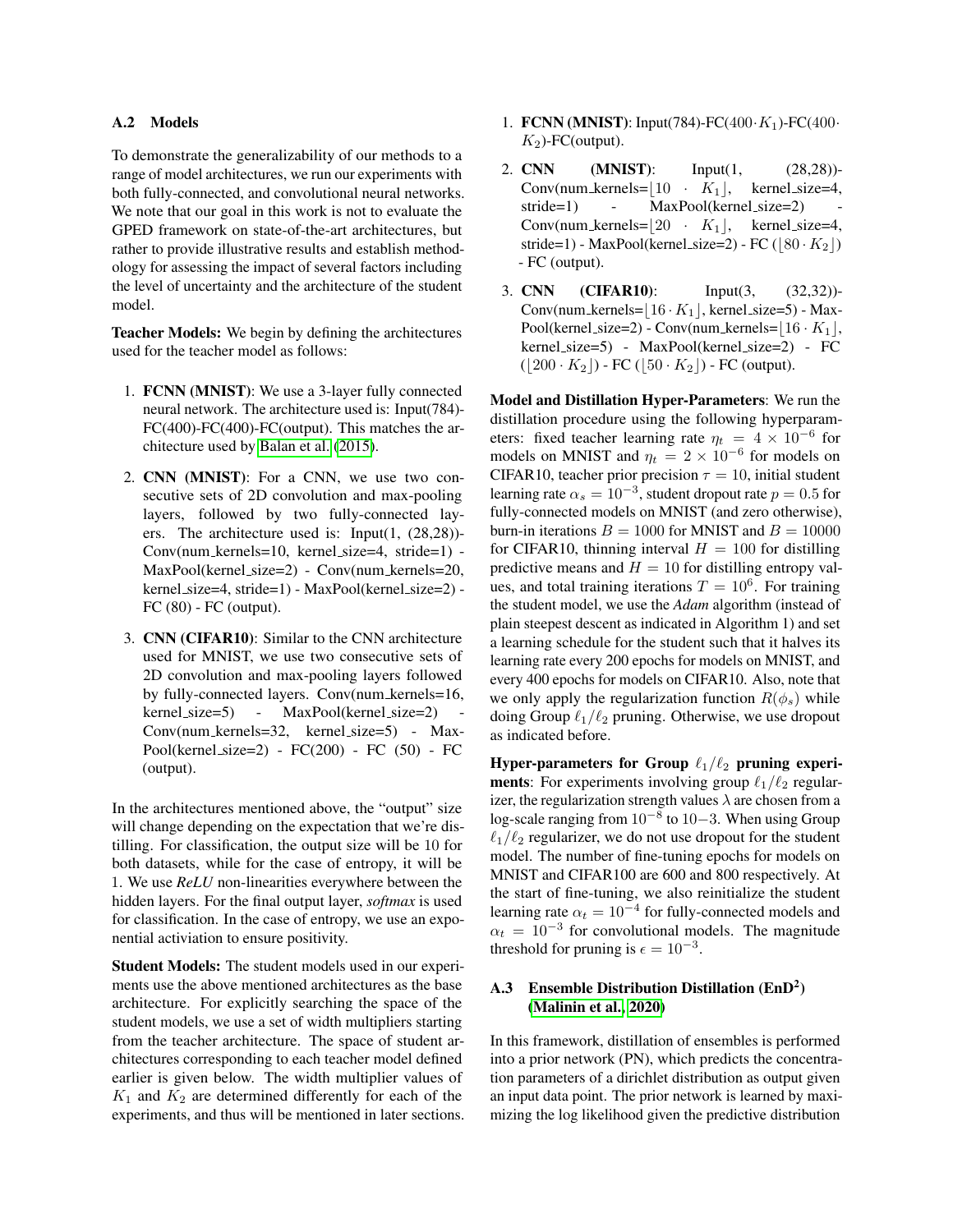### A.2 Models

To demonstrate the generalizability of our methods to a range of model architectures, we run our experiments with both fully-connected, and convolutional neural networks. We note that our goal in this work is not to evaluate the GPED framework on state-of-the-art architectures, but rather to provide illustrative results and establish methodology for assessing the impact of several factors including the level of uncertainty and the architecture of the student model.

**Teacher Models:** We begin by defining the architectures used for the teacher model as follows:

1. **FCNN (MNIST)**: We use a 3-layer fully connected neural network. The architecture used is: Input(784)-FC(400)-FC(400)-FC(output). This matches the architecture used by Balan et al. (2015).
2. **CNN (MNIST)**: For a CNN, we use two consecutive sets of 2D convolution and max-pooling layers, followed by two fully-connected layers. The architecture used is: Input(1, (28,28))-Conv(num_kernels=10, kernel_size=4, stride=1) - MaxPool(kernel_size=2) - Conv(num_kernels=20, kernel_size=4, stride=1) - MaxPool(kernel_size=2) - FC (80) - FC (output).
3. **CNN (CIFAR10)**: Similar to the CNN architecture used for MNIST, we use two consecutive sets of 2D convolution and max-pooling layers followed by fully-connected layers. Conv(num_kernels=16, kernel_size=5) - MaxPool(kernel_size=2) - Conv(num_kernels=32, kernel_size=5) - MaxPool(kernel_size=2) - FC(200) - FC (50) - FC (output).

In the architectures mentioned above, the "output" size will change depending on the expectation that we're distilling. For classification, the output size will be 10 for both datasets, while for the case of entropy, it will be 1. We use *ReLU* non-linearities everywhere between the hidden layers. For the final output layer, *softmax* is used for classification. In the case of entropy, we use an exponential activiation to ensure positivity.

**Student Models:** The student models used in our experiments use the above mentioned architectures as the base architecture. For explicitly searching the space of the student models, we use a set of width multipliers starting from the teacher architecture. The space of student architectures corresponding to each teacher model defined earlier is given below. The width multiplier values of $K_1$ and $K_2$ are determined differently for each of the experiments, and thus will be mentioned in later sections.

1. **FCNN (MNIST)**: Input(784)-FC($400 \cdot K_1$)-FC($400 \cdot K_2$)-FC(output).
2. **CNN (MNIST)**: Input(1, (28,28))-Conv(num_kernels=$\lfloor 10 \cdot K_1 \rfloor$, kernel_size=4, stride=1) - MaxPool(kernel_size=2) - Conv(num_kernels=$\lfloor 20 \cdot K_1 \rfloor$, kernel_size=4, stride=1) - MaxPool(kernel_size=2) - FC ($\lfloor 80 \cdot K_2 \rfloor$) - FC (output).
3. **CNN (CIFAR10)**: Input(3, (32,32))-Conv(num_kernels=$\lfloor 16 \cdot K_1 \rfloor$, kernel_size=5) - MaxPool(kernel_size=2) - Conv(num_kernels=$\lfloor 16 \cdot K_1 \rfloor$, kernel_size=5) - MaxPool(kernel_size=2) - FC ($\lfloor 200 \cdot K_2 \rfloor$) - FC ($\lfloor 50 \cdot K_2 \rfloor$) - FC (output).

**Model and Distillation Hyper-Parameters**: We run the distillation procedure using the following hyperparameters: fixed teacher learning rate $\eta_t = 4 \times 10^{-6}$ for models on MNIST and $\eta_t = 2 \times 10^{-6}$ for models on CIFAR10, teacher prior precision $\tau = 10$, initial student learning rate $\alpha_s = 10^{-3}$, student dropout rate $p = 0.5$ for fully-connected models on MNIST (and zero otherwise), burn-in iterations $B = 1000$ for MNIST and $B = 10000$ for CIFAR10, thinning interval $H = 100$ for distilling predictive means and $H = 10$ for distilling entropy values, and total training iterations $T = 10^6$. For training the student model, we use the *Adam* algorithm (instead of plain steepest descent as indicated in Algorithm 1) and set a learning schedule for the student such that it halves its learning rate every 200 epochs for models on MNIST, and every 400 epochs for models on CIFAR10. Also, note that we only apply the regularization function $R(\phi_s)$ while doing Group $\ell_1/\ell_2$ pruning. Otherwise, we use dropout as indicated before.

**Hyper-parameters for Group $\ell_1/\ell_2$ pruning experiments**: For experiments involving group $\ell_1/\ell_2$ regularizer, the regularization strength values $\lambda$ are chosen from a log-scale ranging from $10^{-8}$ to $10{-}3$. When using Group $\ell_1/\ell_2$ regularizer, we do not use dropout for the student model. The number of fine-tuning epochs for models on MNIST and CIFAR100 are 600 and 800 respectively. At the start of fine-tuning, we also reinitialize the student learning rate $\alpha_t = 10^{-4}$ for fully-connected models and $\alpha_t = 10^{-3}$ for convolutional models. The magnitude threshold for pruning is $\epsilon = 10^{-3}$.

### A.3 Ensemble Distribution Distillation (EnD$^2$) (Malinin et al., 2020)

In this framework, distillation of ensembles is performed into a prior network (PN), which predicts the concentration parameters of a dirichlet distribution as output given an input data point. The prior network is learned by maximizing the log likelihood given the predictive distribution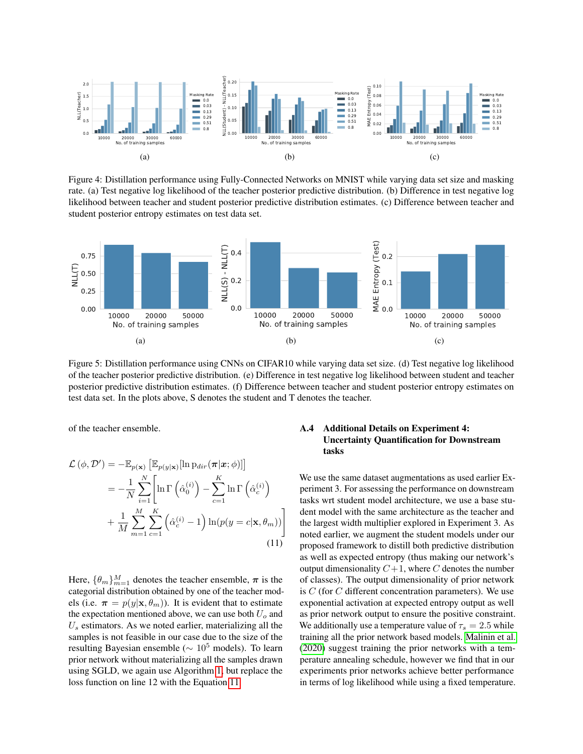Figure 4: Distillation performance using Fully-Connected Networks on MNIST while varying data set size and masking rate. (a) Test negative log likelihood of the teacher posterior predictive distribution. (b) Difference in test negative log likelihood between teacher and student posterior predictive distribution estimates. (c) Difference between teacher and student posterior entropy estimates on test data set.

Figure 5: Distillation performance using CNNs on CIFAR10 while varying data set size. (d) Test negative log likelihood of the teacher posterior predictive distribution. (e) Difference in test negative log likelihood between student and teacher posterior predictive distribution estimates. (f) Difference between teacher and student posterior entropy estimates on test data set. In the plots above, S denotes the student and T denotes the teacher.

of the teacher ensemble.

$$
\begin{aligned}
\mathcal{L}(\phi, \mathcal{D}') &= -\mathbb{E}_{p(\mathbf{x})}\left[\mathbb{E}_{p(y|\mathbf{x})}[\ln \mathrm{p}_{dir}(\boldsymbol{\pi}|\boldsymbol{x};\phi)]\right] \\
&= -\frac{1}{N}\sum_{i=1}^{N}\Bigg[\ln\Gamma\left(\hat{\alpha}_0^{(i)}\right) - \sum_{c=1}^{K}\ln\Gamma\left(\hat{\alpha}_c^{(i)}\right) \\
&\quad + \frac{1}{M}\sum_{m=1}^{M}\sum_{c=1}^{K}\left(\hat{\alpha}_c^{(i)} - 1\right)\ln(p(y=c|\mathbf{x},\theta_m))\Bigg]
\end{aligned} \tag{11}
$$

Here, $\{\theta_m\}_{m=1}^{M}$ denotes the teacher ensemble, $\boldsymbol{\pi}$ is the categorial distribution obtained by one of the teacher models (i.e. $\boldsymbol{\pi} = p(y|\mathbf{x}, \theta_m)$). It is evident that to estimate the expectation mentioned above, we can use both $U_o$ and $U_s$ estimators. As we noted earlier, materializing all the samples is not feasible in our case due to the size of the resulting Bayesian ensemble ($\sim 10^5$ models). To learn prior network without materializing all the samples drawn using SGLD, we again use Algorithm 1, but replace the loss function on line 12 with the Equation 11

### A.4 Additional Details on Experiment 4: Uncertainty Quantification for Downstream tasks

We use the same dataset augmentations as used earlier Experiment 3. For assessing the performance on downstream tasks wrt student model architecture, we use a base student model with the same architecture as the teacher and the largest width multiplier explored in Experiment 3. As noted earlier, we augment the student models under our proposed framework to distill both predictive distribution as well as expected entropy (thus making our network's output dimensionality $C+1$, where $C$ denotes the number of classes). The output dimensionality of prior network is $C$ (for $C$ different concentration parameters). We use exponential activation at expected entropy output as well as prior network output to ensure the positive constraint. We additionally use a temperature value of $\tau_s = 2.5$ while training all the prior network based models. Malinin et al. (2020) suggest training the prior networks with a temperature annealing schedule, however we find that in our experiments prior networks achieve better performance in terms of log likelihood while using a fixed temperature.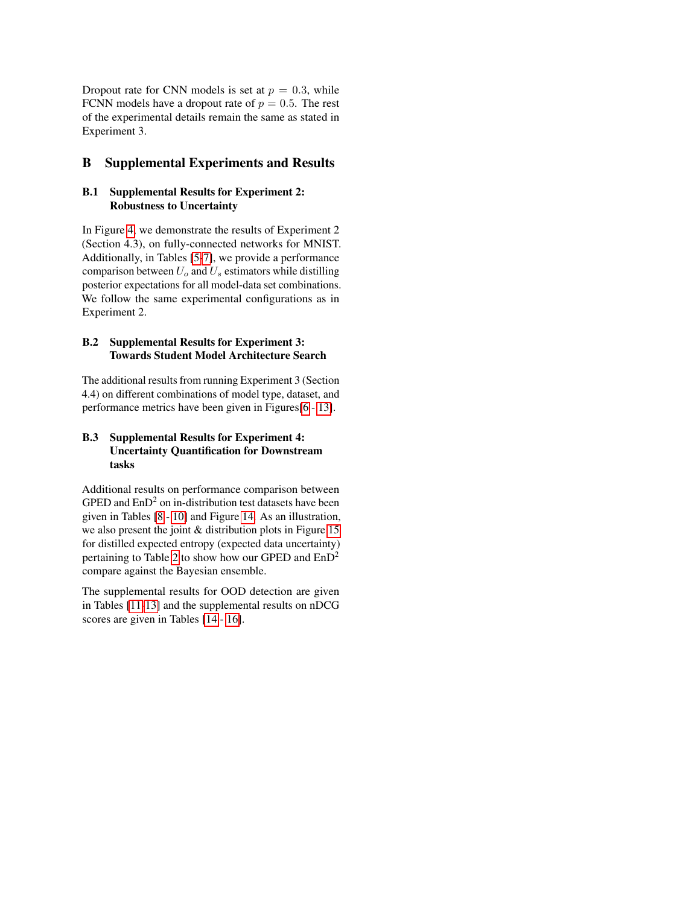Dropout rate for CNN models is set at $p = 0.3$, while FCNN models have a dropout rate of $p = 0.5$. The rest of the experimental details remain the same as stated in Experiment 3.

# B Supplemental Experiments and Results

## B.1 Supplemental Results for Experiment 2: Robustness to Uncertainty

In Figure 4, we demonstrate the results of Experiment 2 (Section 4.3), on fully-connected networks for MNIST. Additionally, in Tables [5-7], we provide a performance comparison between $U_o$ and $U_s$ estimators while distilling posterior expectations for all model-data set combinations. We follow the same experimental configurations as in Experiment 2.

## B.2 Supplemental Results for Experiment 3: Towards Student Model Architecture Search

The additional results from running Experiment 3 (Section 4.4) on different combinations of model type, dataset, and performance metrics have been given in Figures[6 - 13].

## B.3 Supplemental Results for Experiment 4: Uncertainty Quantification for Downstream tasks

Additional results on performance comparison between GPED and $\text{EnD}^2$ on in-distribution test datasets have been given in Tables [8 - 10] and Figure 14. As an illustration, we also present the joint & distribution plots in Figure 15 for distilled expected entropy (expected data uncertainty) pertaining to Table 2 to show how our GPED and $\text{EnD}^2$ compare against the Bayesian ensemble.

The supplemental results for OOD detection are given in Tables [11-13] and the supplemental results on nDCG scores are given in Tables [14 - 16].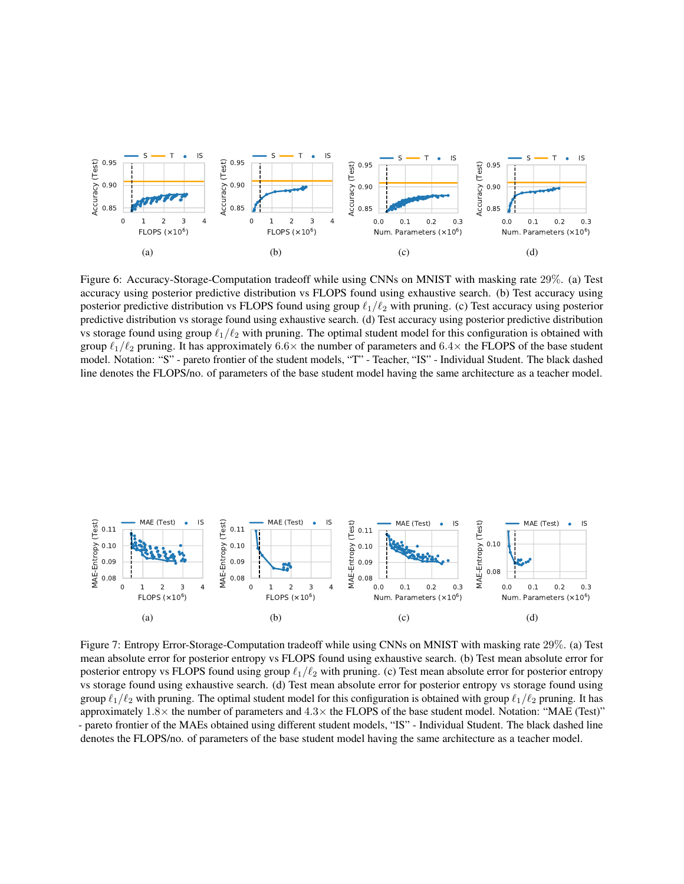Figure 6: Accuracy-Storage-Computation tradeoff while using CNNs on MNIST with masking rate $29\%$. (a) Test accuracy using posterior predictive distribution vs FLOPS found using exhaustive search. (b) Test accuracy using posterior predictive distribution vs FLOPS found using group $\ell_1/\ell_2$ with pruning. (c) Test accuracy using posterior predictive distribution vs storage found using exhaustive search. (d) Test accuracy using posterior predictive distribution vs storage found using group $\ell_1/\ell_2$ with pruning. The optimal student model for this configuration is obtained with group $\ell_1/\ell_2$ pruning. It has approximately $6.6\times$ the number of parameters and $6.4\times$ the FLOPS of the base student model. Notation: "S" - pareto frontier of the student models, "T" - Teacher, "IS" - Individual Student. The black dashed line denotes the FLOPS/no. of parameters of the base student model having the same architecture as a teacher model.

Figure 7: Entropy Error-Storage-Computation tradeoff while using CNNs on MNIST with masking rate $29\%$. (a) Test mean absolute error for posterior entropy vs FLOPS found using exhaustive search. (b) Test mean absolute error for posterior entropy vs FLOPS found using group $\ell_1/\ell_2$ with pruning. (c) Test mean absolute error for posterior entropy vs storage found using exhaustive search. (d) Test mean absolute error for posterior entropy vs storage found using group $\ell_1/\ell_2$ with pruning. The optimal student model for this configuration is obtained with group $\ell_1/\ell_2$ pruning. It has approximately $1.8\times$ the number of parameters and $4.3\times$ the FLOPS of the base student model. Notation: "MAE (Test)" - pareto frontier of the MAEs obtained using different student models, "IS" - Individual Student. The black dashed line denotes the FLOPS/no. of parameters of the base student model having the same architecture as a teacher model.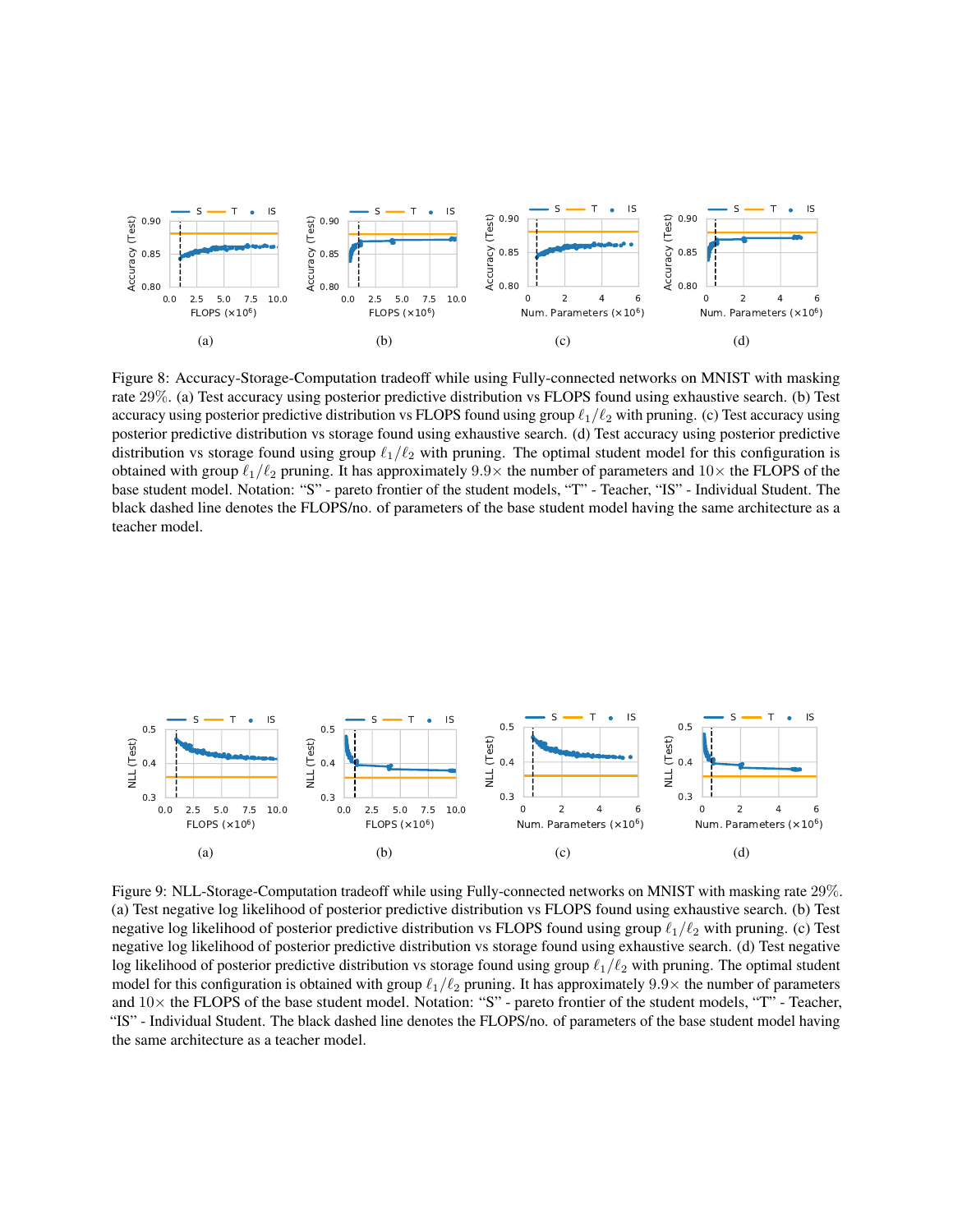Figure 8: Accuracy-Storage-Computation tradeoff while using Fully-connected networks on MNIST with masking rate 29%. (a) Test accuracy using posterior predictive distribution vs FLOPS found using exhaustive search. (b) Test accuracy using posterior predictive distribution vs FLOPS found using group $\ell_1/\ell_2$ with pruning. (c) Test accuracy using posterior predictive distribution vs storage found using exhaustive search. (d) Test accuracy using posterior predictive distribution vs storage found using group $\ell_1/\ell_2$ with pruning. The optimal student model for this configuration is obtained with group $\ell_1/\ell_2$ pruning. It has approximately $9.9\times$ the number of parameters and $10\times$ the FLOPS of the base student model. Notation: "S" - pareto frontier of the student models, "T" - Teacher, "IS" - Individual Student. The black dashed line denotes the FLOPS/no. of parameters of the base student model having the same architecture as a teacher model.

Figure 9: NLL-Storage-Computation tradeoff while using Fully-connected networks on MNIST with masking rate 29%. (a) Test negative log likelihood of posterior predictive distribution vs FLOPS found using exhaustive search. (b) Test negative log likelihood of posterior predictive distribution vs FLOPS found using group $\ell_1/\ell_2$ with pruning. (c) Test negative log likelihood of posterior predictive distribution vs storage found using exhaustive search. (d) Test negative log likelihood of posterior predictive distribution vs storage found using group $\ell_1/\ell_2$ with pruning. The optimal student model for this configuration is obtained with group $\ell_1/\ell_2$ pruning. It has approximately $9.9\times$ the number of parameters and $10\times$ the FLOPS of the base student model. Notation: "S" - pareto frontier of the student models, "T" - Teacher, "IS" - Individual Student. The black dashed line denotes the FLOPS/no. of parameters of the base student model having the same architecture as a teacher model.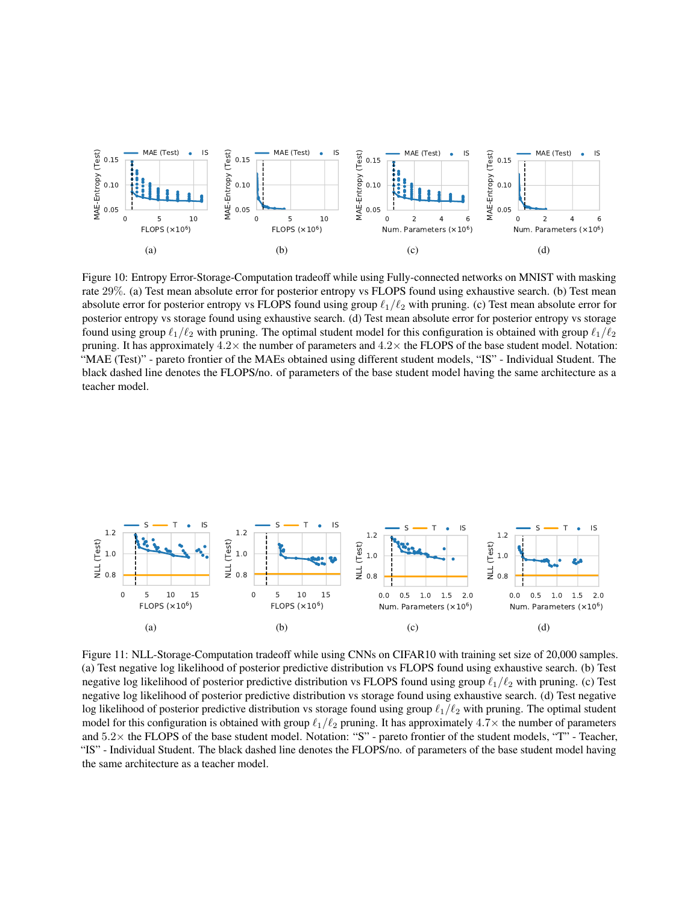Figure 10: Entropy Error-Storage-Computation tradeoff while using Fully-connected networks on MNIST with masking rate 29%. (a) Test mean absolute error for posterior entropy vs FLOPS found using exhaustive search. (b) Test mean absolute error for posterior entropy vs FLOPS found using group $\ell_1/\ell_2$ with pruning. (c) Test mean absolute error for posterior entropy vs storage found using exhaustive search. (d) Test mean absolute error for posterior entropy vs storage found using group $\ell_1/\ell_2$ with pruning. The optimal student model for this configuration is obtained with group $\ell_1/\ell_2$ pruning. It has approximately $4.2\times$ the number of parameters and $4.2\times$ the FLOPS of the base student model. Notation: "MAE (Test)" - pareto frontier of the MAEs obtained using different student models, "IS" - Individual Student. The black dashed line denotes the FLOPS/no. of parameters of the base student model having the same architecture as a teacher model.

Figure 11: NLL-Storage-Computation tradeoff while using CNNs on CIFAR10 with training set size of 20,000 samples. (a) Test negative log likelihood of posterior predictive distribution vs FLOPS found using exhaustive search. (b) Test negative log likelihood of posterior predictive distribution vs FLOPS found using group $\ell_1/\ell_2$ with pruning. (c) Test negative log likelihood of posterior predictive distribution vs storage found using exhaustive search. (d) Test negative log likelihood of posterior predictive distribution vs storage found using group $\ell_1/\ell_2$ with pruning. The optimal student model for this configuration is obtained with group $\ell_1/\ell_2$ pruning. It has approximately $4.7\times$ the number of parameters and $5.2\times$ the FLOPS of the base student model. Notation: "S" - pareto frontier of the student models, "T" - Teacher, "IS" - Individual Student. The black dashed line denotes the FLOPS/no. of parameters of the base student model having the same architecture as a teacher model.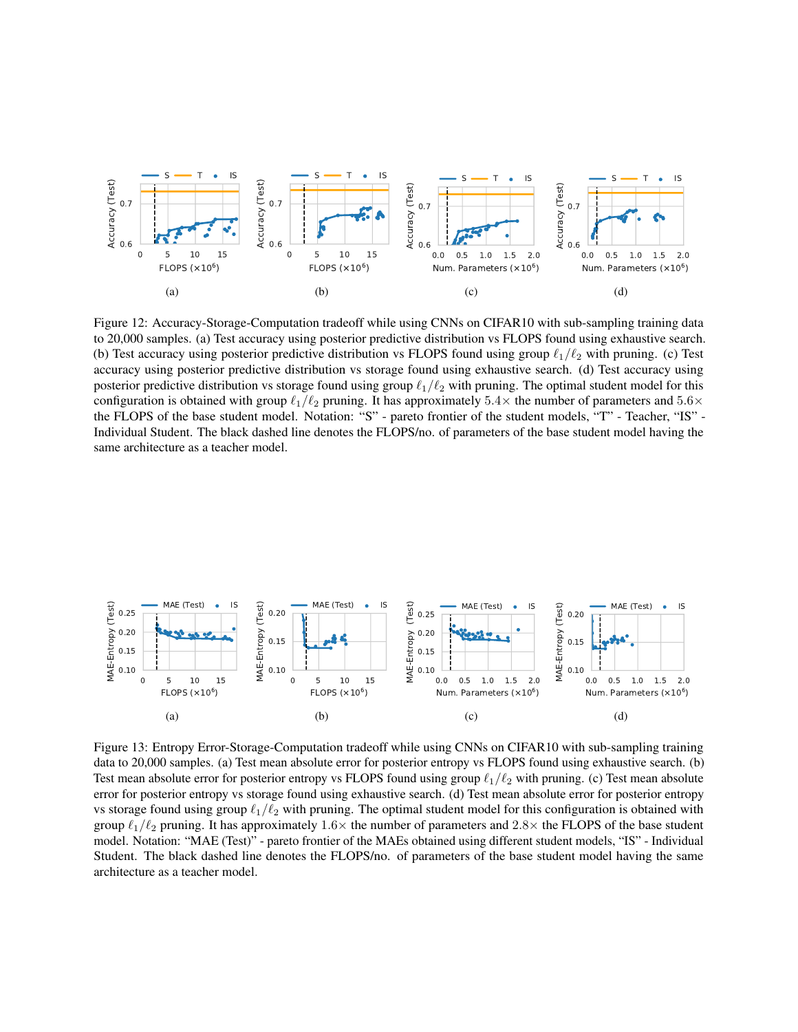Figure 12: Accuracy-Storage-Computation tradeoff while using CNNs on CIFAR10 with sub-sampling training data to 20,000 samples. (a) Test accuracy using posterior predictive distribution vs FLOPS found using exhaustive search. (b) Test accuracy using posterior predictive distribution vs FLOPS found using group $\ell_1/\ell_2$ with pruning. (c) Test accuracy using posterior predictive distribution vs storage found using exhaustive search. (d) Test accuracy using posterior predictive distribution vs storage found using group $\ell_1/\ell_2$ with pruning. The optimal student model for this configuration is obtained with group $\ell_1/\ell_2$ pruning. It has approximately $5.4\times$ the number of parameters and $5.6\times$ the FLOPS of the base student model. Notation: "S" - pareto frontier of the student models, "T" - Teacher, "IS" - Individual Student. The black dashed line denotes the FLOPS/no. of parameters of the base student model having the same architecture as a teacher model.

Figure 13: Entropy Error-Storage-Computation tradeoff while using CNNs on CIFAR10 with sub-sampling training data to 20,000 samples. (a) Test mean absolute error for posterior entropy vs FLOPS found using exhaustive search. (b) Test mean absolute error for posterior entropy vs FLOPS found using group $\ell_1/\ell_2$ with pruning. (c) Test mean absolute error for posterior entropy vs storage found using exhaustive search. (d) Test mean absolute error for posterior entropy vs storage found using group $\ell_1/\ell_2$ with pruning. The optimal student model for this configuration is obtained with group $\ell_1/\ell_2$ pruning. It has approximately $1.6\times$ the number of parameters and $2.8\times$ the FLOPS of the base student model. Notation: "MAE (Test)" - pareto frontier of the MAEs obtained using different student models, "IS" - Individual Student. The black dashed line denotes the FLOPS/no. of parameters of the base student model having the same architecture as a teacher model.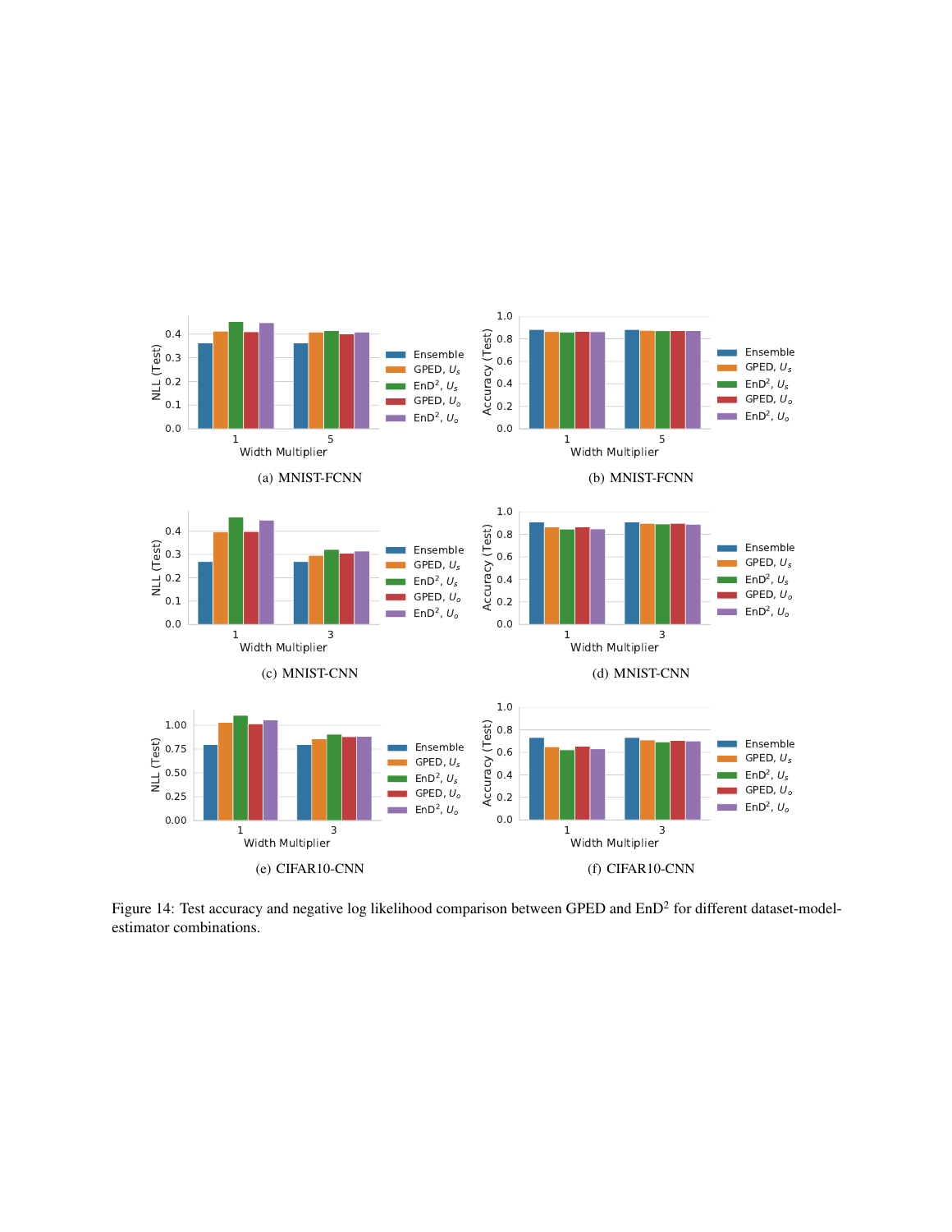(a) MNIST-FCNN

(b) MNIST-FCNN

(c) MNIST-CNN

(d) MNIST-CNN

(e) CIFAR10-CNN

(f) CIFAR10-CNN

Figure 14: Test accuracy and negative log likelihood comparison between GPED and EnD$^2$ for different dataset-model-estimator combinations.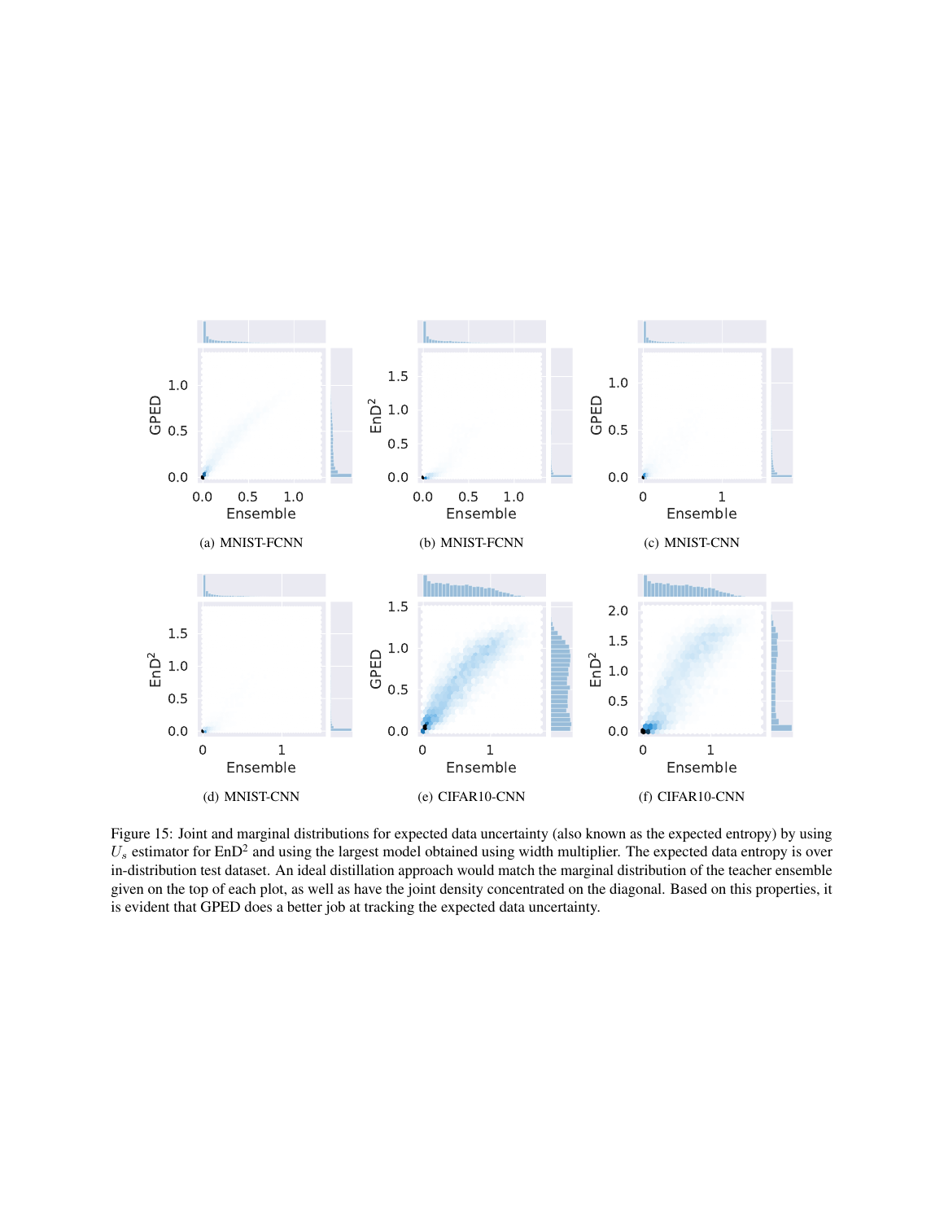(a) MNIST-FCNN

(b) MNIST-FCNN

(c) MNIST-CNN

(d) MNIST-CNN

(e) CIFAR10-CNN

(f) CIFAR10-CNN

Figure 15: Joint and marginal distributions for expected data uncertainty (also known as the expected entropy) by using $U_s$ estimator for EnD$^2$ and using the largest model obtained using width multiplier. The expected data entropy is over in-distribution test dataset. An ideal distillation approach would match the marginal distribution of the teacher ensemble given on the top of each plot, as well as have the joint density concentrated on the diagonal. Based on this properties, it is evident that GPED does a better job at tracking the expected data uncertainty.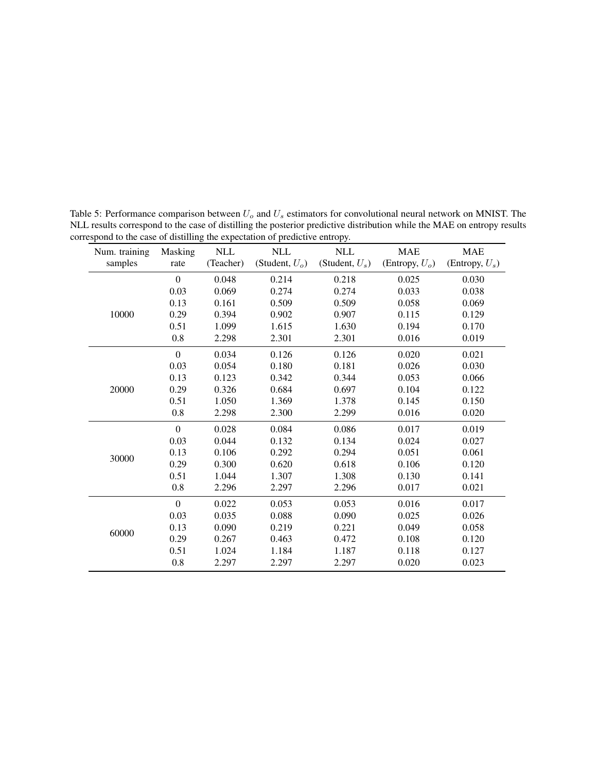Table 5: Performance comparison between $U_o$ and $U_s$ estimators for convolutional neural network on MNIST. The NLL results correspond to the case of distilling the posterior predictive distribution while the MAE on entropy results correspond to the case of distilling the expectation of predictive entropy.

| Num. training samples | Masking rate | NLL (Teacher) | NLL (Student, $U_o$) | NLL (Student, $U_s$) | MAE (Entropy, $U_o$) | MAE (Entropy, $U_s$) |
|---|---|---|---|---|---|---|
| 10000 | 0 | 0.048 | 0.214 | 0.218 | 0.025 | 0.030 |
| | 0.03 | 0.069 | 0.274 | 0.274 | 0.033 | 0.038 |
| | 0.13 | 0.161 | 0.509 | 0.509 | 0.058 | 0.069 |
| | 0.29 | 0.394 | 0.902 | 0.907 | 0.115 | 0.129 |
| | 0.51 | 1.099 | 1.615 | 1.630 | 0.194 | 0.170 |
| | 0.8 | 2.298 | 2.301 | 2.301 | 0.016 | 0.019 |
| 20000 | 0 | 0.034 | 0.126 | 0.126 | 0.020 | 0.021 |
| | 0.03 | 0.054 | 0.180 | 0.181 | 0.026 | 0.030 |
| | 0.13 | 0.123 | 0.342 | 0.344 | 0.053 | 0.066 |
| | 0.29 | 0.326 | 0.684 | 0.697 | 0.104 | 0.122 |
| | 0.51 | 1.050 | 1.369 | 1.378 | 0.145 | 0.150 |
| | 0.8 | 2.298 | 2.300 | 2.299 | 0.016 | 0.020 |
| 30000 | 0 | 0.028 | 0.084 | 0.086 | 0.017 | 0.019 |
| | 0.03 | 0.044 | 0.132 | 0.134 | 0.024 | 0.027 |
| | 0.13 | 0.106 | 0.292 | 0.294 | 0.051 | 0.061 |
| | 0.29 | 0.300 | 0.620 | 0.618 | 0.106 | 0.120 |
| | 0.51 | 1.044 | 1.307 | 1.308 | 0.130 | 0.141 |
| | 0.8 | 2.296 | 2.297 | 2.296 | 0.017 | 0.021 |
| 60000 | 0 | 0.022 | 0.053 | 0.053 | 0.016 | 0.017 |
| | 0.03 | 0.035 | 0.088 | 0.090 | 0.025 | 0.026 |
| | 0.13 | 0.090 | 0.219 | 0.221 | 0.049 | 0.058 |
| | 0.29 | 0.267 | 0.463 | 0.472 | 0.108 | 0.120 |
| | 0.51 | 1.024 | 1.184 | 1.187 | 0.118 | 0.127 |
| | 0.8 | 2.297 | 2.297 | 2.297 | 0.020 | 0.023 |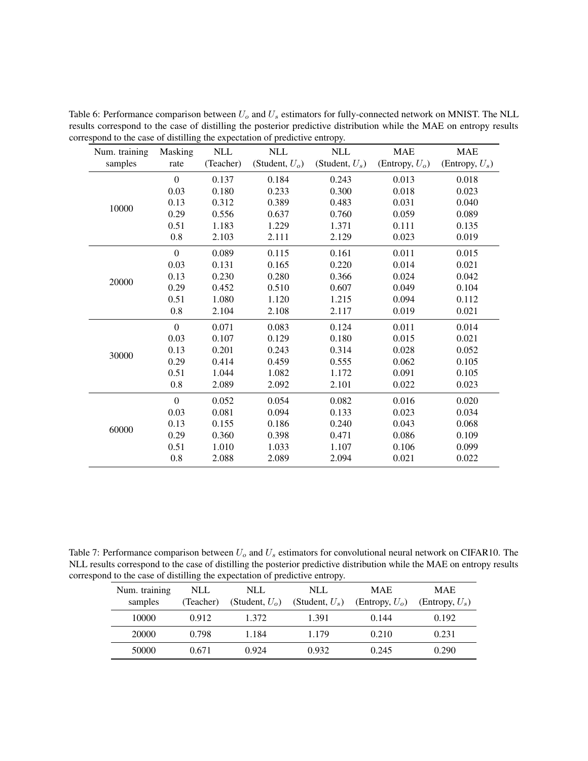Table 6: Performance comparison between $U_o$ and $U_s$ estimators for fully-connected network on MNIST. The NLL results correspond to the case of distilling the posterior predictive distribution while the MAE on entropy results correspond to the case of distilling the expectation of predictive entropy.

| Num. training samples | Masking rate | NLL (Teacher) | NLL (Student, $U_o$) | NLL (Student, $U_s$) | MAE (Entropy, $U_o$) | MAE (Entropy, $U_s$) |
|---|---|---|---|---|---|---|
| 10000 | 0 | 0.137 | 0.184 | 0.243 | 0.013 | 0.018 |
| | 0.03 | 0.180 | 0.233 | 0.300 | 0.018 | 0.023 |
| | 0.13 | 0.312 | 0.389 | 0.483 | 0.031 | 0.040 |
| | 0.29 | 0.556 | 0.637 | 0.760 | 0.059 | 0.089 |
| | 0.51 | 1.183 | 1.229 | 1.371 | 0.111 | 0.135 |
| | 0.8 | 2.103 | 2.111 | 2.129 | 0.023 | 0.019 |
| 20000 | 0 | 0.089 | 0.115 | 0.161 | 0.011 | 0.015 |
| | 0.03 | 0.131 | 0.165 | 0.220 | 0.014 | 0.021 |
| | 0.13 | 0.230 | 0.280 | 0.366 | 0.024 | 0.042 |
| | 0.29 | 0.452 | 0.510 | 0.607 | 0.049 | 0.104 |
| | 0.51 | 1.080 | 1.120 | 1.215 | 0.094 | 0.112 |
| | 0.8 | 2.104 | 2.108 | 2.117 | 0.019 | 0.021 |
| 30000 | 0 | 0.071 | 0.083 | 0.124 | 0.011 | 0.014 |
| | 0.03 | 0.107 | 0.129 | 0.180 | 0.015 | 0.021 |
| | 0.13 | 0.201 | 0.243 | 0.314 | 0.028 | 0.052 |
| | 0.29 | 0.414 | 0.459 | 0.555 | 0.062 | 0.105 |
| | 0.51 | 1.044 | 1.082 | 1.172 | 0.091 | 0.105 |
| | 0.8 | 2.089 | 2.092 | 2.101 | 0.022 | 0.023 |
| 60000 | 0 | 0.052 | 0.054 | 0.082 | 0.016 | 0.020 |
| | 0.03 | 0.081 | 0.094 | 0.133 | 0.023 | 0.034 |
| | 0.13 | 0.155 | 0.186 | 0.240 | 0.043 | 0.068 |
| | 0.29 | 0.360 | 0.398 | 0.471 | 0.086 | 0.109 |
| | 0.51 | 1.010 | 1.033 | 1.107 | 0.106 | 0.099 |
| | 0.8 | 2.088 | 2.089 | 2.094 | 0.021 | 0.022 |

Table 7: Performance comparison between $U_o$ and $U_s$ estimators for convolutional neural network on CIFAR10. The NLL results correspond to the case of distilling the posterior predictive distribution while the MAE on entropy results correspond to the case of distilling the expectation of predictive entropy.

| Num. training samples | NLL (Teacher) | NLL (Student, $U_o$) | NLL (Student, $U_s$) | MAE (Entropy, $U_o$) | MAE (Entropy, $U_s$) |
|---|---|---|---|---|---|
| 10000 | 0.912 | 1.372 | 1.391 | 0.144 | 0.192 |
| 20000 | 0.798 | 1.184 | 1.179 | 0.210 | 0.231 |
| 50000 | 0.671 | 0.924 | 0.932 | 0.245 | 0.290 |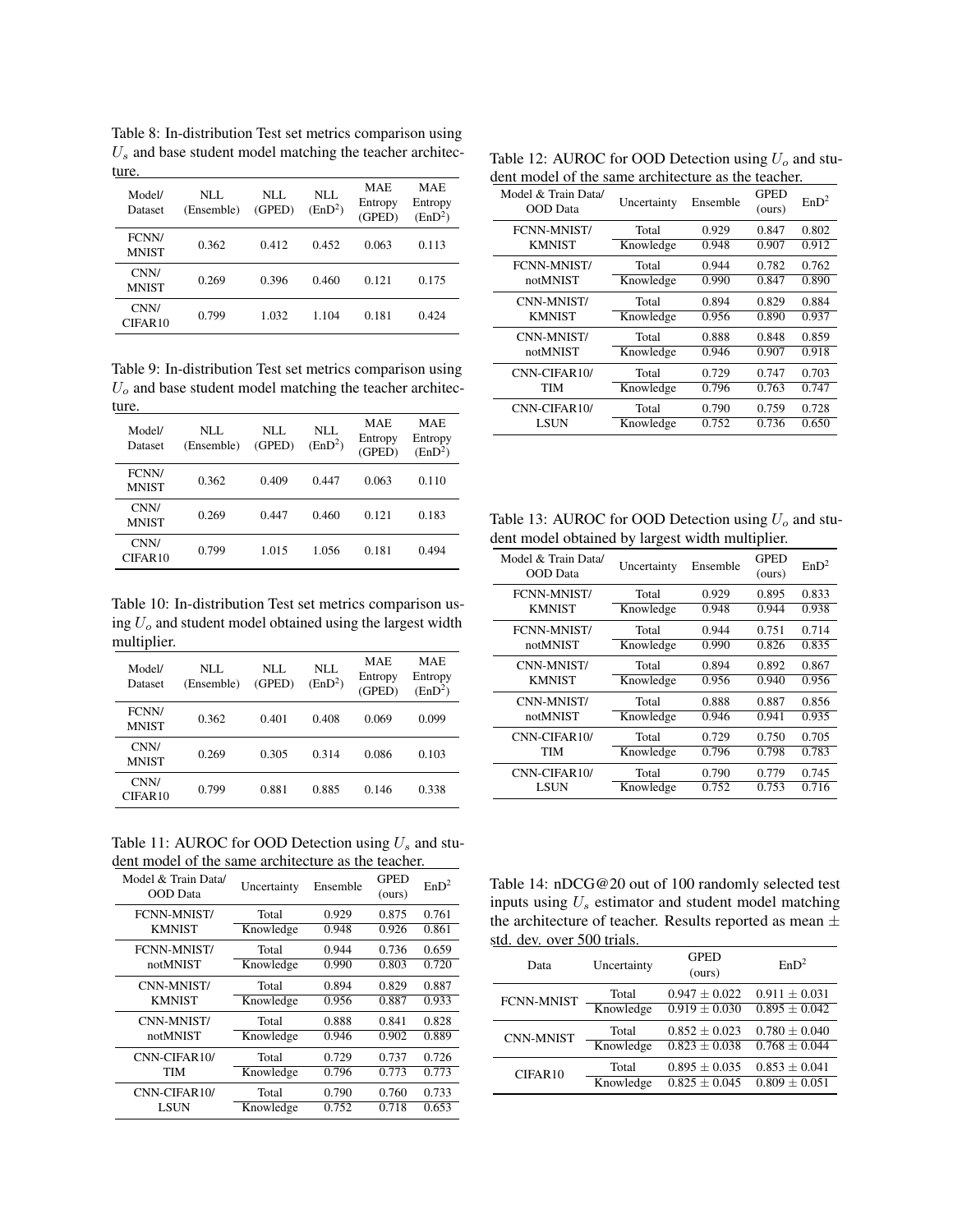Table 8: In-distribution Test set metrics comparison using $U_s$ and base student model matching the teacher architecture.

| Model/ Dataset | NLL (Ensemble) | NLL (GPED) | NLL ($\text{EnD}^2$) | MAE Entropy (GPED) | MAE Entropy ($\text{EnD}^2$) |
|---|---|---|---|---|---|
| FCNN/ MNIST | 0.362 | 0.412 | 0.452 | 0.063 | 0.113 |
| CNN/ MNIST | 0.269 | 0.396 | 0.460 | 0.121 | 0.175 |
| CNN/ CIFAR10 | 0.799 | 1.032 | 1.104 | 0.181 | 0.424 |

Table 9: In-distribution Test set metrics comparison using $U_o$ and base student model matching the teacher architecture.

| Model/ Dataset | NLL (Ensemble) | NLL (GPED) | NLL ($\text{EnD}^2$) | MAE Entropy (GPED) | MAE Entropy ($\text{EnD}^2$) |
|---|---|---|---|---|---|
| FCNN/ MNIST | 0.362 | 0.409 | 0.447 | 0.063 | 0.110 |
| CNN/ MNIST | 0.269 | 0.447 | 0.460 | 0.121 | 0.183 |
| CNN/ CIFAR10 | 0.799 | 1.015 | 1.056 | 0.181 | 0.494 |

Table 10: In-distribution Test set metrics comparison using $U_o$ and student model obtained using the largest width multiplier.

| Model/ Dataset | NLL (Ensemble) | NLL (GPED) | NLL ($\text{EnD}^2$) | MAE Entropy (GPED) | MAE Entropy ($\text{EnD}^2$) |
|---|---|---|---|---|---|
| FCNN/ MNIST | 0.362 | 0.401 | 0.408 | 0.069 | 0.099 |
| CNN/ MNIST | 0.269 | 0.305 | 0.314 | 0.086 | 0.103 |
| CNN/ CIFAR10 | 0.799 | 0.881 | 0.885 | 0.146 | 0.338 |

Table 11: AUROC for OOD Detection using $U_s$ and student model of the same architecture as the teacher.

| Model & Train Data/ OOD Data | Uncertainty | Ensemble | GPED (ours) | $\text{EnD}^2$ |
|---|---|---|---|---|
| FCNN-MNIST/ KMNIST | Total | 0.929 | 0.875 | 0.761 |
| | Knowledge | 0.948 | 0.926 | 0.861 |
| FCNN-MNIST/ notMNIST | Total | 0.944 | 0.736 | 0.659 |
| | Knowledge | 0.990 | 0.803 | 0.720 |
| CNN-MNIST/ KMNIST | Total | 0.894 | 0.829 | 0.887 |
| | Knowledge | 0.956 | 0.887 | 0.933 |
| CNN-MNIST/ notMNIST | Total | 0.888 | 0.841 | 0.828 |
| | Knowledge | 0.946 | 0.902 | 0.889 |
| CNN-CIFAR10/ TIM | Total | 0.729 | 0.737 | 0.726 |
| | Knowledge | 0.796 | 0.773 | 0.773 |
| CNN-CIFAR10/ LSUN | Total | 0.790 | 0.760 | 0.733 |
| | Knowledge | 0.752 | 0.718 | 0.653 |

Table 12: AUROC for OOD Detection using $U_o$ and student model of the same architecture as the teacher.

| Model & Train Data/ OOD Data | Uncertainty | Ensemble | GPED (ours) | $\text{EnD}^2$ |
|---|---|---|---|---|
| FCNN-MNIST/ KMNIST | Total | 0.929 | 0.847 | 0.802 |
| | Knowledge | 0.948 | 0.907 | 0.912 |
| FCNN-MNIST/ notMNIST | Total | 0.944 | 0.782 | 0.762 |
| | Knowledge | 0.990 | 0.847 | 0.890 |
| CNN-MNIST/ KMNIST | Total | 0.894 | 0.829 | 0.884 |
| | Knowledge | 0.956 | 0.890 | 0.937 |
| CNN-MNIST/ notMNIST | Total | 0.888 | 0.848 | 0.859 |
| | Knowledge | 0.946 | 0.907 | 0.918 |
| CNN-CIFAR10/ TIM | Total | 0.729 | 0.747 | 0.703 |
| | Knowledge | 0.796 | 0.763 | 0.747 |
| CNN-CIFAR10/ LSUN | Total | 0.790 | 0.759 | 0.728 |
| | Knowledge | 0.752 | 0.736 | 0.650 |

Table 13: AUROC for OOD Detection using $U_o$ and student model obtained by largest width multiplier.

| Model & Train Data/ OOD Data | Uncertainty | Ensemble | GPED (ours) | $\text{EnD}^2$ |
|---|---|---|---|---|
| FCNN-MNIST/ KMNIST | Total | 0.929 | 0.895 | 0.833 |
| | Knowledge | 0.948 | 0.944 | 0.938 |
| FCNN-MNIST/ notMNIST | Total | 0.944 | 0.751 | 0.714 |
| | Knowledge | 0.990 | 0.826 | 0.835 |
| CNN-MNIST/ KMNIST | Total | 0.894 | 0.892 | 0.867 |
| | Knowledge | 0.956 | 0.940 | 0.956 |
| CNN-MNIST/ notMNIST | Total | 0.888 | 0.887 | 0.856 |
| | Knowledge | 0.946 | 0.941 | 0.935 |
| CNN-CIFAR10/ TIM | Total | 0.729 | 0.750 | 0.705 |
| | Knowledge | 0.796 | 0.798 | 0.783 |
| CNN-CIFAR10/ LSUN | Total | 0.790 | 0.779 | 0.745 |
| | Knowledge | 0.752 | 0.753 | 0.716 |

Table 14: nDCG@20 out of 100 randomly selected test inputs using $U_s$ estimator and student model matching the architecture of teacher. Results reported as mean $\pm$ std. dev. over 500 trials.

| Data | Uncertainty | GPED (ours) | $\text{EnD}^2$ |
|---|---|---|---|
| FCNN-MNIST | Total | $0.947 \pm 0.022$ | $0.911 \pm 0.031$ |
| | Knowledge | $0.919 \pm 0.030$ | $0.895 \pm 0.042$ |
| CNN-MNIST | Total | $0.852 \pm 0.023$ | $0.780 \pm 0.040$ |
| | Knowledge | $0.823 \pm 0.038$ | $0.768 \pm 0.044$ |
| CIFAR10 | Total | $0.895 \pm 0.035$ | $0.853 \pm 0.041$ |
| | Knowledge | $0.825 \pm 0.045$ | $0.809 \pm 0.051$ |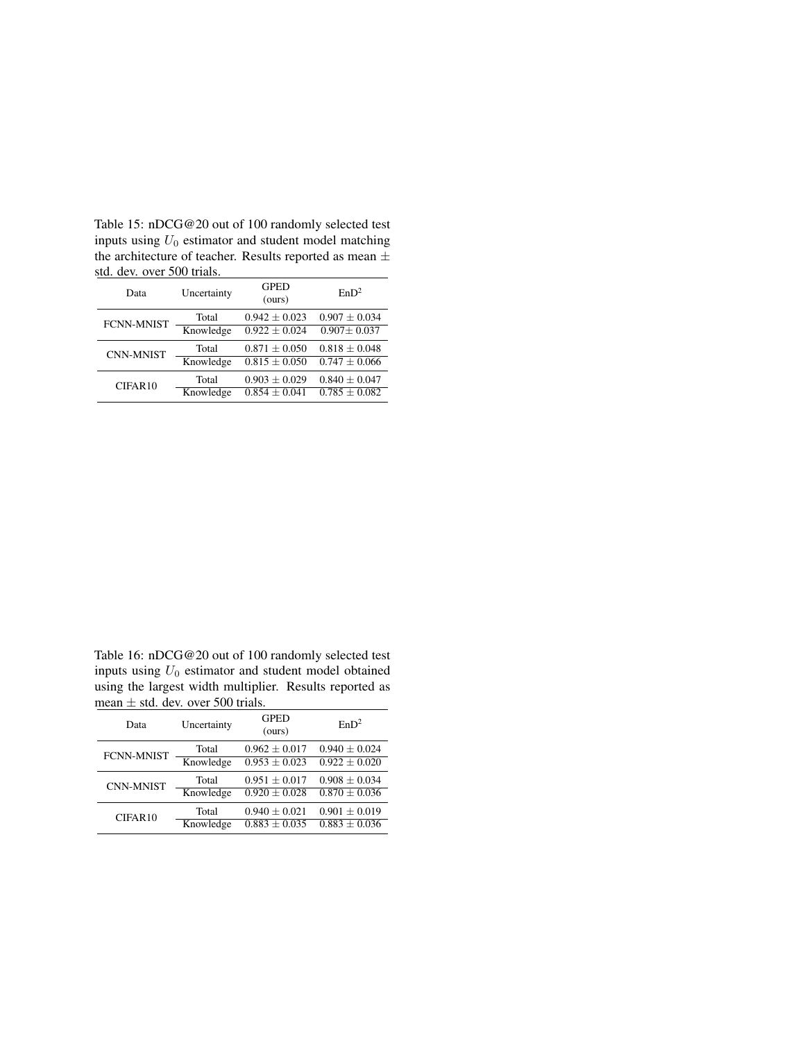Table 15: nDCG@20 out of 100 randomly selected test inputs using $U_0$ estimator and student model matching the architecture of teacher. Results reported as mean $\pm$ std. dev. over 500 trials.

| Data | Uncertainty | GPED (ours) | EnD$^2$ |
|---|---|---|---|
| FCNN-MNIST | Total | $0.942 \pm 0.023$ | $0.907 \pm 0.034$ |
| | Knowledge | $0.922 \pm 0.024$ | $0.907 \pm 0.037$ |
| CNN-MNIST | Total | $0.871 \pm 0.050$ | $0.818 \pm 0.048$ |
| | Knowledge | $0.815 \pm 0.050$ | $0.747 \pm 0.066$ |
| CIFAR10 | Total | $0.903 \pm 0.029$ | $0.840 \pm 0.047$ |
| | Knowledge | $0.854 \pm 0.041$ | $0.785 \pm 0.082$ |

Table 16: nDCG@20 out of 100 randomly selected test inputs using $U_0$ estimator and student model obtained using the largest width multiplier. Results reported as mean $\pm$ std. dev. over 500 trials.

| Data | Uncertainty | GPED (ours) | EnD$^2$ |
|---|---|---|---|
| FCNN-MNIST | Total | $0.962 \pm 0.017$ | $0.940 \pm 0.024$ |
| | Knowledge | $0.953 \pm 0.023$ | $0.922 \pm 0.020$ |
| CNN-MNIST | Total | $0.951 \pm 0.017$ | $0.908 \pm 0.034$ |
| | Knowledge | $0.920 \pm 0.028$ | $0.870 \pm 0.036$ |
| CIFAR10 | Total | $0.940 \pm 0.021$ | $0.901 \pm 0.019$ |
| | Knowledge | $0.883 \pm 0.035$ | $0.883 \pm 0.036$ |